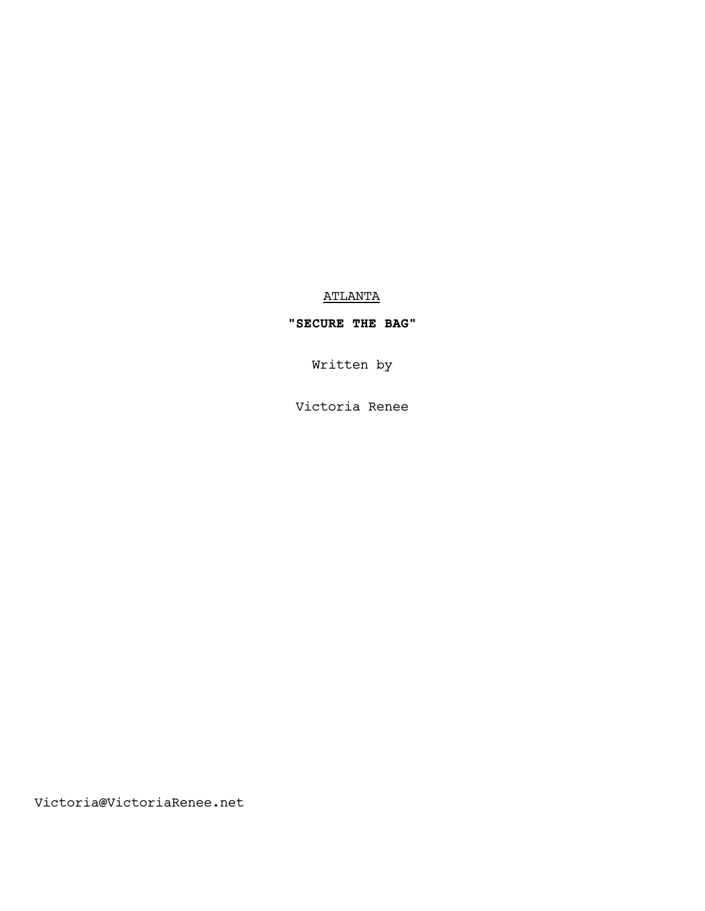<u>ATLANTA</u>

**"SECURE THE BAG"**

Written by

Victoria Renee

Victoria@VictoriaRenee.net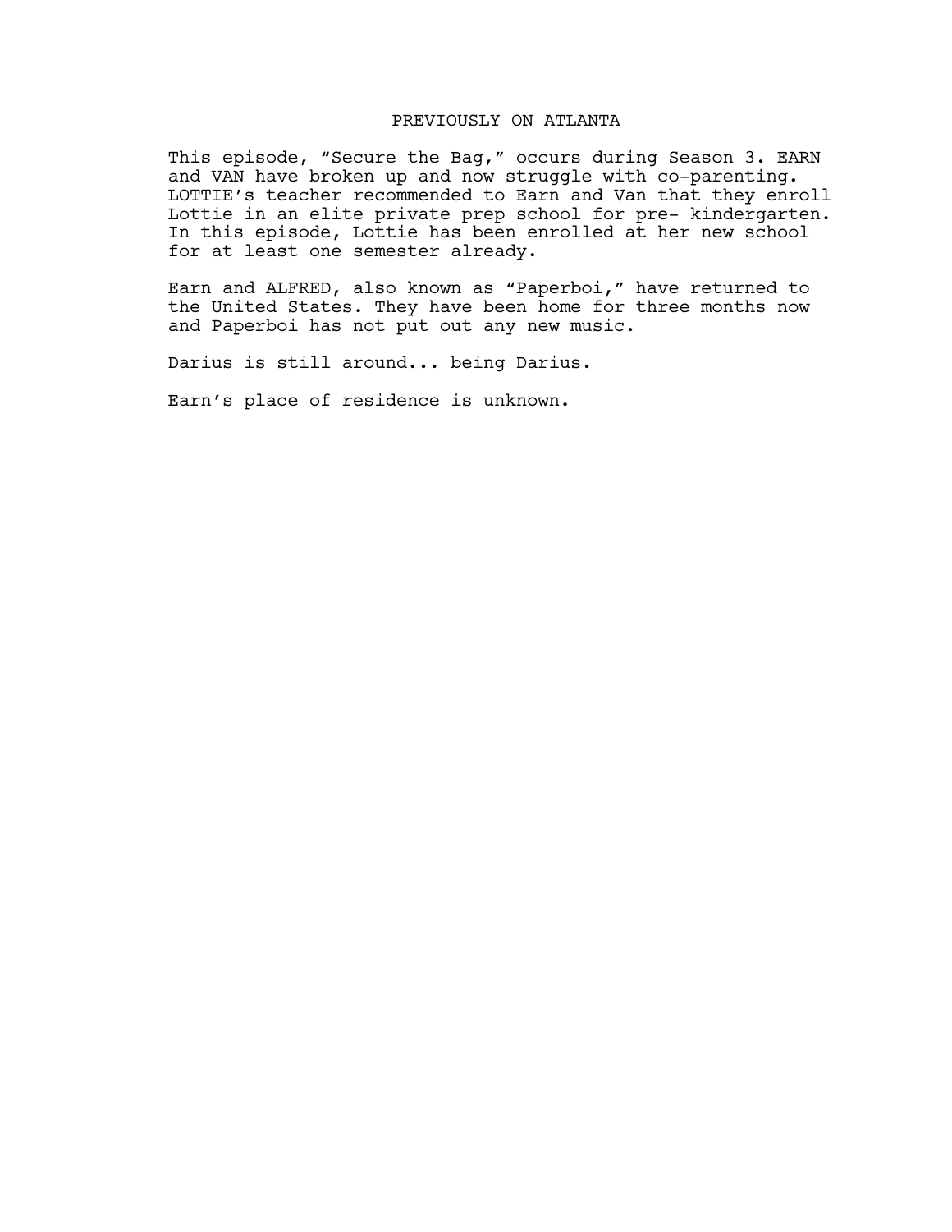# PREVIOUSLY ON ATLANTA

This episode, “Secure the Bag,” occurs during Season 3. EARN and VAN have broken up and now struggle with co-parenting. LOTTIE’s teacher recommended to Earn and Van that they enroll Lottie in an elite private prep school for pre- kindergarten. In this episode, Lottie has been enrolled at her new school for at least one semester already.

Earn and ALFRED, also known as “Paperboi,” have returned to the United States. They have been home for three months now and Paperboi has not put out any new music.

Darius is still around... being Darius.

Earn’s place of residence is unknown.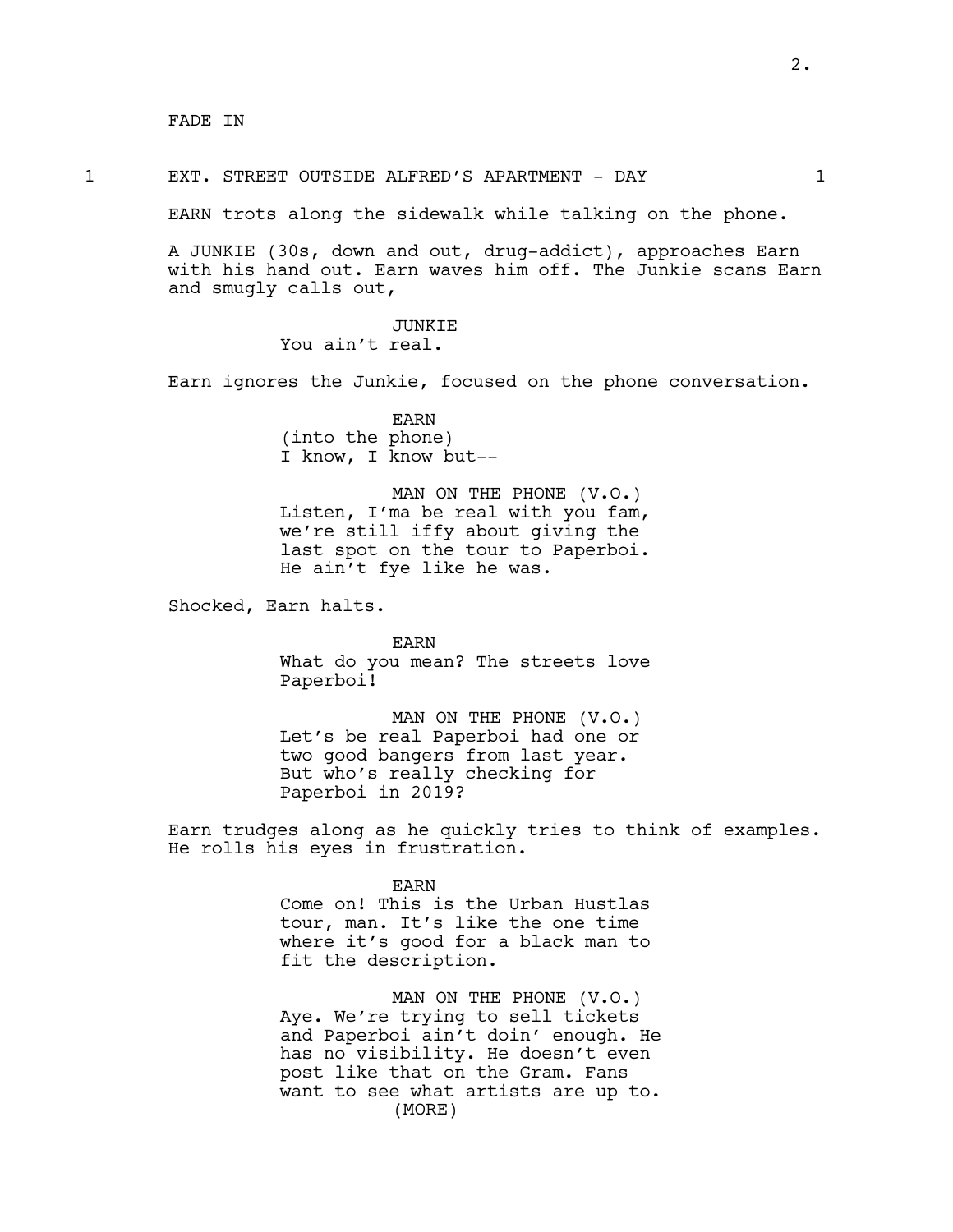FADE IN

1 EXT. STREET OUTSIDE ALFRED'S APARTMENT - DAY 1

EARN trots along the sidewalk while talking on the phone.

A JUNKIE (30s, down and out, drug-addict), approaches Earn with his hand out. Earn waves him off. The Junkie scans Earn and smugly calls out,

JUNKIE
You ain't real.

Earn ignores the Junkie, focused on the phone conversation.

EARN
(into the phone)
I know, I know but--

MAN ON THE PHONE (V.O.)
Listen, I'ma be real with you fam, we're still iffy about giving the last spot on the tour to Paperboi. He ain't fye like he was.

Shocked, Earn halts.

EARN
What do you mean? The streets love Paperboi!

MAN ON THE PHONE (V.O.)
Let's be real Paperboi had one or two good bangers from last year. But who's really checking for Paperboi in 2019?

Earn trudges along as he quickly tries to think of examples. He rolls his eyes in frustration.

EARN
Come on! This is the Urban Hustlas tour, man. It's like the one time where it's good for a black man to fit the description.

MAN ON THE PHONE (V.O.)
Aye. We're trying to sell tickets and Paperboi ain't doin' enough. He has no visibility. He doesn't even post like that on the Gram. Fans want to see what artists are up to.
(MORE)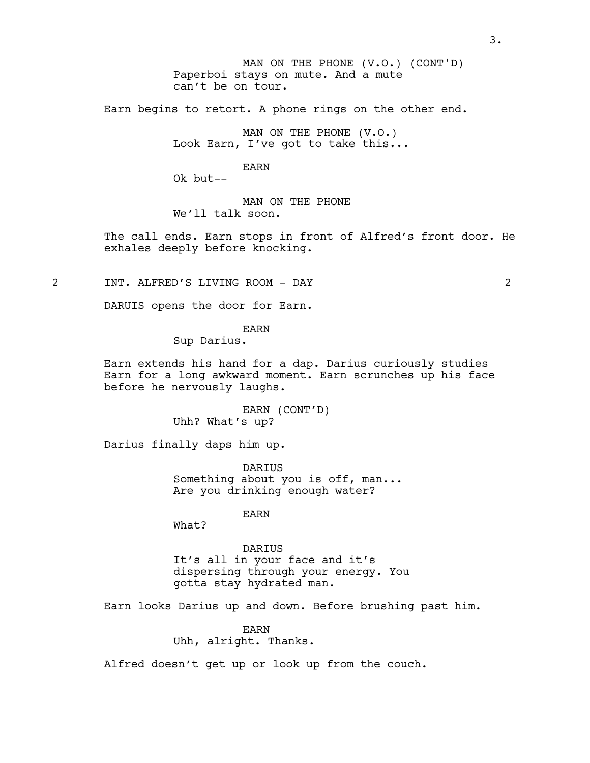MAN ON THE PHONE (V.O.) (CONT'D)
Paperboi stays on mute. And a mute can't be on tour.

Earn begins to retort. A phone rings on the other end.

MAN ON THE PHONE (V.O.)
Look Earn, I've got to take this...

EARN
Ok but--

MAN ON THE PHONE
We'll talk soon.

The call ends. Earn stops in front of Alfred's front door. He exhales deeply before knocking.

2 INT. ALFRED'S LIVING ROOM - DAY 2

DARUIS opens the door for Earn.

EARN
Sup Darius.

Earn extends his hand for a dap. Darius curiously studies Earn for a long awkward moment. Earn scrunches up his face before he nervously laughs.

EARN (CONT'D)
Uhh? What's up?

Darius finally daps him up.

DARIUS
Something about you is off, man... Are you drinking enough water?

EARN
What?

DARIUS
It's all in your face and it's dispersing through your energy. You gotta stay hydrated man.

Earn looks Darius up and down. Before brushing past him.

EARN
Uhh, alright. Thanks.

Alfred doesn't get up or look up from the couch.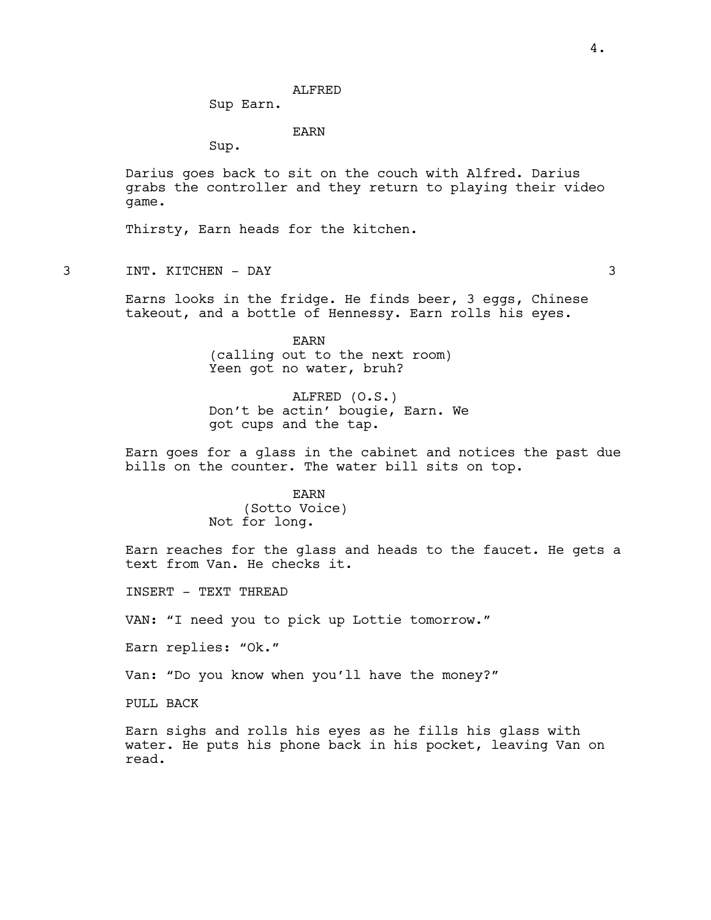ALFRED

Sup Earn.

EARN

Sup.

Darius goes back to sit on the couch with Alfred. Darius grabs the controller and they return to playing their video game.

Thirsty, Earn heads for the kitchen.

3 INT. KITCHEN - DAY 3

Earns looks in the fridge. He finds beer, 3 eggs, Chinese takeout, and a bottle of Hennessy. Earn rolls his eyes.

EARN

(calling out to the next room)

Yeen got no water, bruh?

ALFRED (O.S.)

Don't be actin' bougie, Earn. We got cups and the tap.

Earn goes for a glass in the cabinet and notices the past due bills on the counter. The water bill sits on top.

EARN

(Sotto Voice)

Not for long.

Earn reaches for the glass and heads to the faucet. He gets a text from Van. He checks it.

INSERT - TEXT THREAD

VAN: "I need you to pick up Lottie tomorrow."

Earn replies: "Ok."

Van: "Do you know when you'll have the money?"

PULL BACK

Earn sighs and rolls his eyes as he fills his glass with water. He puts his phone back in his pocket, leaving Van on read.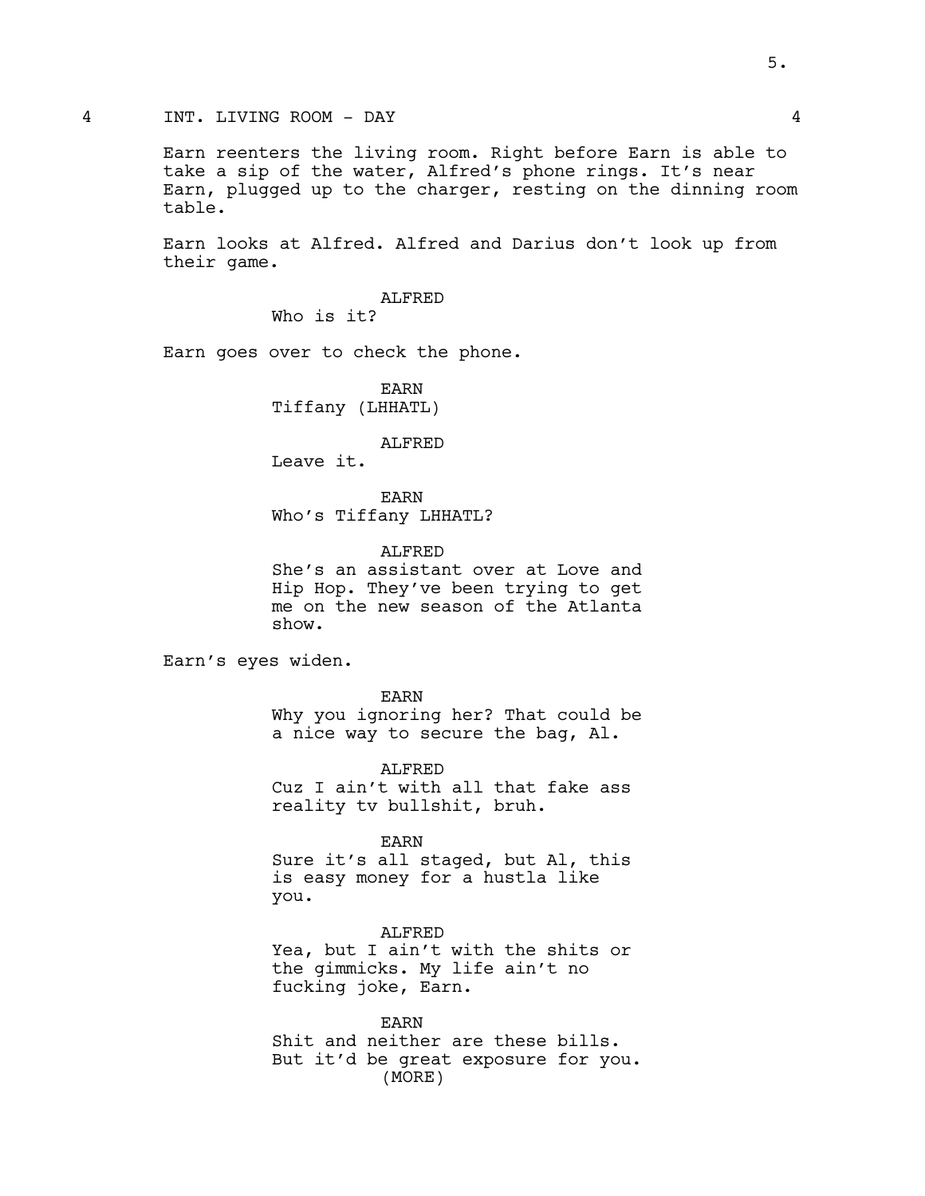4 INT. LIVING ROOM - DAY 4

Earn reenters the living room. Right before Earn is able to take a sip of the water, Alfred's phone rings. It's near Earn, plugged up to the charger, resting on the dinning room table.

Earn looks at Alfred. Alfred and Darius don't look up from their game.

ALFRED
Who is it?

Earn goes over to check the phone.

EARN
Tiffany (LHHATL)

ALFRED
Leave it.

EARN
Who's Tiffany LHHATL?

ALFRED
She's an assistant over at Love and Hip Hop. They've been trying to get me on the new season of the Atlanta show.

Earn's eyes widen.

EARN
Why you ignoring her? That could be a nice way to secure the bag, Al.

ALFRED
Cuz I ain't with all that fake ass reality tv bullshit, bruh.

EARN
Sure it's all staged, but Al, this is easy money for a hustla like you.

ALFRED
Yea, but I ain't with the shits or the gimmicks. My life ain't no fucking joke, Earn.

EARN
Shit and neither are these bills. But it'd be great exposure for you.
(MORE)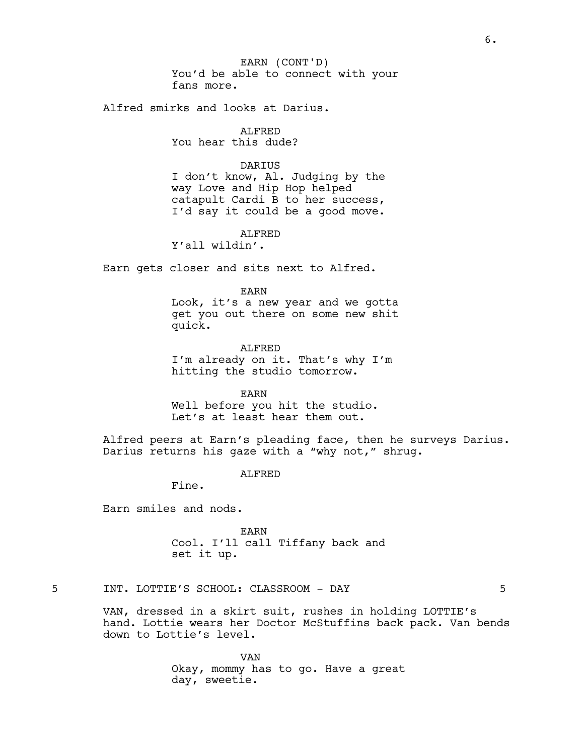EARN (CONT'D)
You'd be able to connect with your fans more.

Alfred smirks and looks at Darius.

ALFRED
You hear this dude?

DARIUS
I don't know, Al. Judging by the way Love and Hip Hop helped catapult Cardi B to her success, I'd say it could be a good move.

ALFRED
Y'all wildin'.

Earn gets closer and sits next to Alfred.

EARN
Look, it's a new year and we gotta get you out there on some new shit quick.

ALFRED
I'm already on it. That's why I'm hitting the studio tomorrow.

EARN
Well before you hit the studio. Let's at least hear them out.

Alfred peers at Earn's pleading face, then he surveys Darius. Darius returns his gaze with a "why not," shrug.

ALFRED
Fine.

Earn smiles and nods.

EARN
Cool. I'll call Tiffany back and set it up.

5 INT. LOTTIE'S SCHOOL: CLASSROOM - DAY 5

VAN, dressed in a skirt suit, rushes in holding LOTTIE's hand. Lottie wears her Doctor McStuffins back pack. Van bends down to Lottie's level.

VAN
Okay, mommy has to go. Have a great day, sweetie.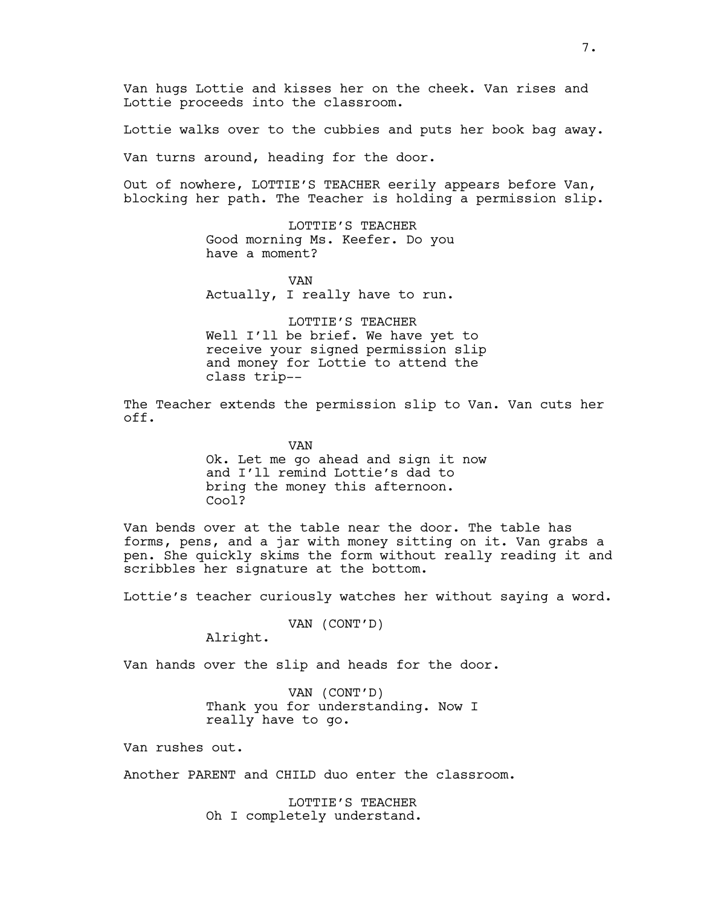Van hugs Lottie and kisses her on the cheek. Van rises and Lottie proceeds into the classroom.

Lottie walks over to the cubbies and puts her book bag away.

Van turns around, heading for the door.

Out of nowhere, LOTTIE'S TEACHER eerily appears before Van, blocking her path. The Teacher is holding a permission slip.

LOTTIE'S TEACHER
Good morning Ms. Keefer. Do you have a moment?

VAN
Actually, I really have to run.

LOTTIE'S TEACHER
Well I'll be brief. We have yet to receive your signed permission slip and money for Lottie to attend the class trip--

The Teacher extends the permission slip to Van. Van cuts her off.

VAN
Ok. Let me go ahead and sign it now and I'll remind Lottie's dad to bring the money this afternoon. Cool?

Van bends over at the table near the door. The table has forms, pens, and a jar with money sitting on it. Van grabs a pen. She quickly skims the form without really reading it and scribbles her signature at the bottom.

Lottie's teacher curiously watches her without saying a word.

VAN (CONT'D)
Alright.

Van hands over the slip and heads for the door.

VAN (CONT'D)
Thank you for understanding. Now I really have to go.

Van rushes out.

Another PARENT and CHILD duo enter the classroom.

LOTTIE'S TEACHER
Oh I completely understand.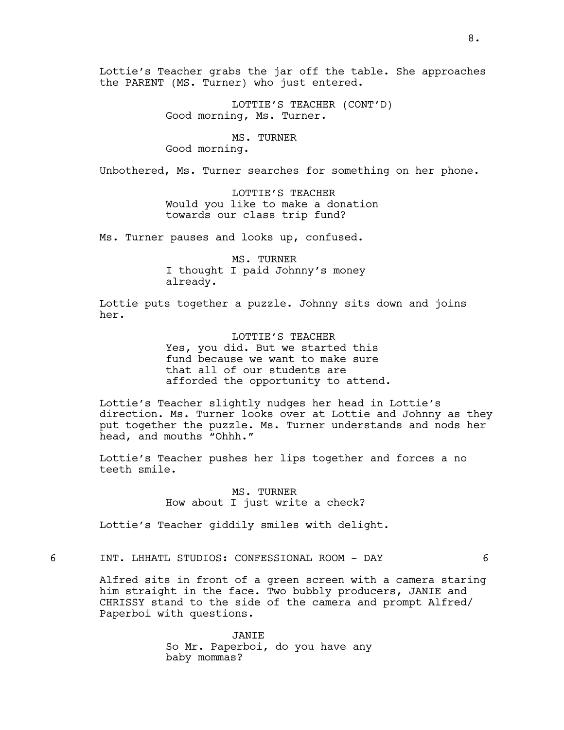Lottie's Teacher grabs the jar off the table. She approaches the PARENT (MS. Turner) who just entered.

LOTTIE'S TEACHER (CONT'D)
Good morning, Ms. Turner.

MS. TURNER
Good morning.

Unbothered, Ms. Turner searches for something on her phone.

LOTTIE'S TEACHER
Would you like to make a donation towards our class trip fund?

Ms. Turner pauses and looks up, confused.

MS. TURNER
I thought I paid Johnny's money already.

Lottie puts together a puzzle. Johnny sits down and joins her.

LOTTIE'S TEACHER
Yes, you did. But we started this fund because we want to make sure that all of our students are afforded the opportunity to attend.

Lottie's Teacher slightly nudges her head in Lottie's direction. Ms. Turner looks over at Lottie and Johnny as they put together the puzzle. Ms. Turner understands and nods her head, and mouths "Ohhh."

Lottie's Teacher pushes her lips together and forces a no teeth smile.

MS. TURNER
How about I just write a check?

Lottie's Teacher giddily smiles with delight.

6 INT. LHHATL STUDIOS: CONFESSIONAL ROOM - DAY 6

Alfred sits in front of a green screen with a camera staring him straight in the face. Two bubbly producers, JANIE and CHRISSY stand to the side of the camera and prompt Alfred/ Paperboi with questions.

JANIE
So Mr. Paperboi, do you have any baby mommas?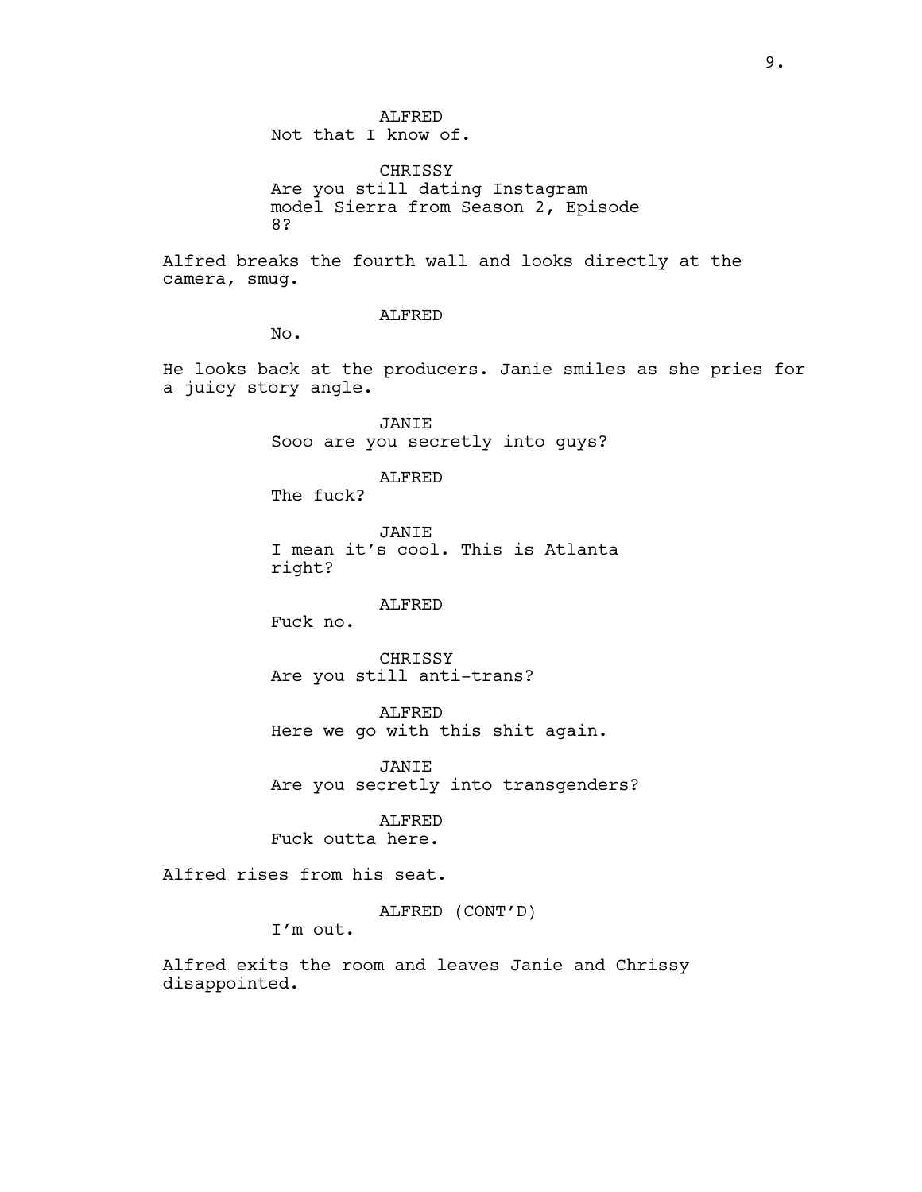ALFRED
Not that I know of.

CHRISSY
Are you still dating Instagram model Sierra from Season 2, Episode 8?

Alfred breaks the fourth wall and looks directly at the camera, smug.

ALFRED
No.

He looks back at the producers. Janie smiles as she pries for a juicy story angle.

JANIE
Sooo are you secretly into guys?

ALFRED
The fuck?

JANIE
I mean it's cool. This is Atlanta right?

ALFRED
Fuck no.

CHRISSY
Are you still anti-trans?

ALFRED
Here we go with this shit again.

JANIE
Are you secretly into transgenders?

ALFRED
Fuck outta here.

Alfred rises from his seat.

ALFRED (CONT'D)
I'm out.

Alfred exits the room and leaves Janie and Chrissy disappointed.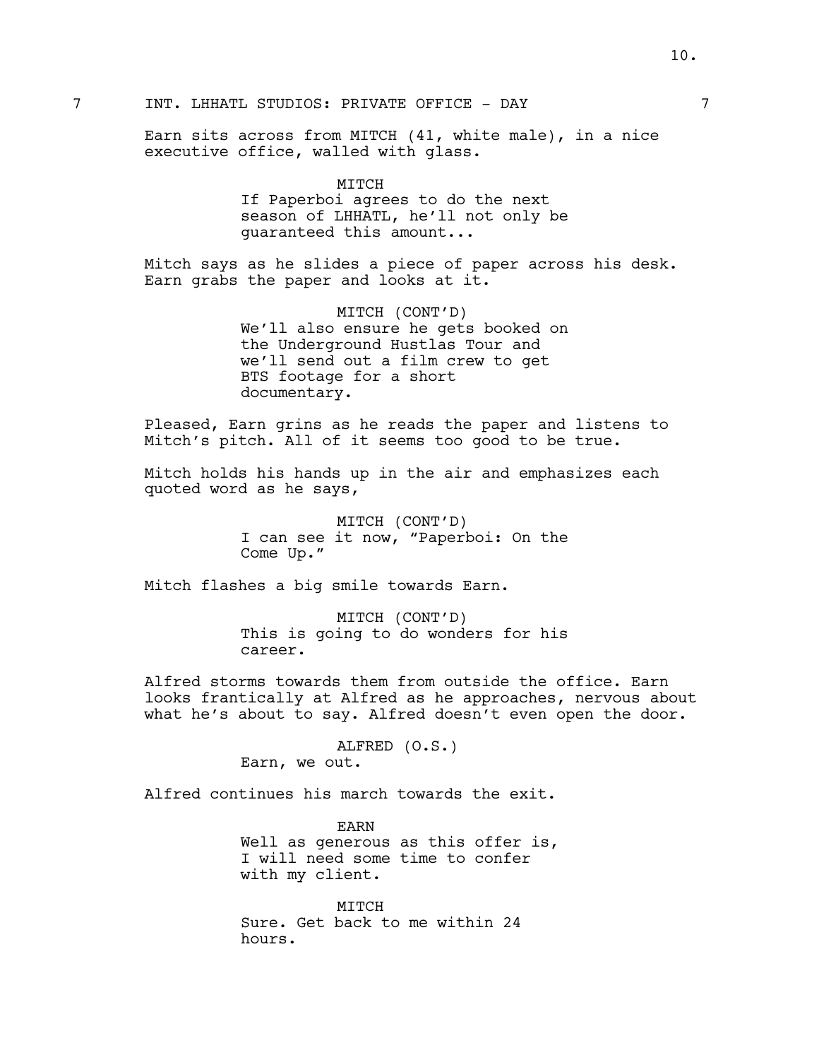7 INT. LHHATL STUDIOS: PRIVATE OFFICE - DAY 7

Earn sits across from MITCH (41, white male), in a nice executive office, walled with glass.

MITCH
If Paperboi agrees to do the next season of LHHATL, he'll not only be guaranteed this amount...

Mitch says as he slides a piece of paper across his desk. Earn grabs the paper and looks at it.

MITCH (CONT'D)
We'll also ensure he gets booked on the Underground Hustlas Tour and we'll send out a film crew to get BTS footage for a short documentary.

Pleased, Earn grins as he reads the paper and listens to Mitch's pitch. All of it seems too good to be true.

Mitch holds his hands up in the air and emphasizes each quoted word as he says,

MITCH (CONT'D)
I can see it now, "Paperboi: On the Come Up."

Mitch flashes a big smile towards Earn.

MITCH (CONT'D)
This is going to do wonders for his career.

Alfred storms towards them from outside the office. Earn looks frantically at Alfred as he approaches, nervous about what he's about to say. Alfred doesn't even open the door.

ALFRED (O.S.)
Earn, we out.

Alfred continues his march towards the exit.

EARN
Well as generous as this offer is, I will need some time to confer with my client.

MITCH
Sure. Get back to me within 24 hours.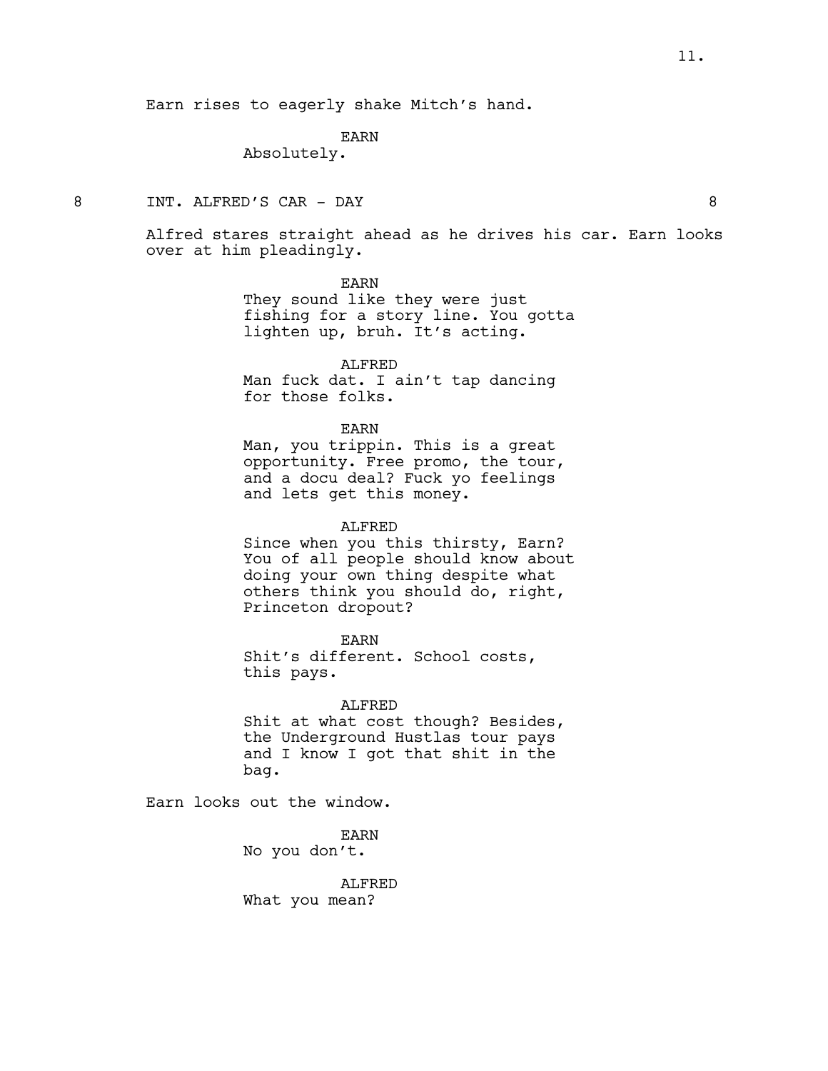Earn rises to eagerly shake Mitch's hand.

**EARN**
Absolutely.

## 8 INT. ALFRED'S CAR - DAY 8

Alfred stares straight ahead as he drives his car. Earn looks over at him pleadingly.

**EARN**
They sound like they were just fishing for a story line. You gotta lighten up, bruh. It's acting.

**ALFRED**
Man fuck dat. I ain't tap dancing for those folks.

**EARN**
Man, you trippin. This is a great opportunity. Free promo, the tour, and a docu deal? Fuck yo feelings and lets get this money.

**ALFRED**
Since when you this thirsty, Earn? You of all people should know about doing your own thing despite what others think you should do, right, Princeton dropout?

**EARN**
Shit's different. School costs, this pays.

**ALFRED**
Shit at what cost though? Besides, the Underground Hustlas tour pays and I know I got that shit in the bag.

Earn looks out the window.

**EARN**
No you don't.

**ALFRED**
What you mean?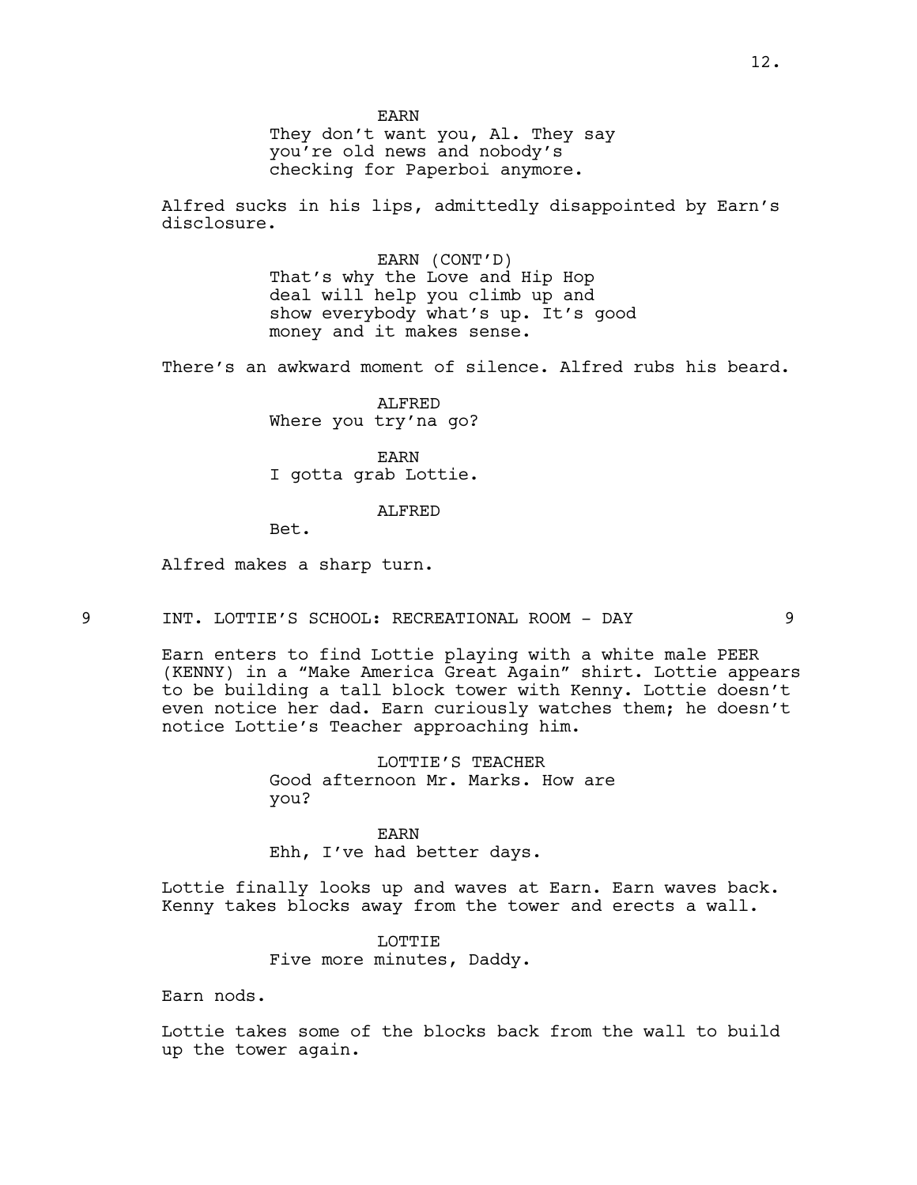EARN
They don't want you, Al. They say you're old news and nobody's checking for Paperboi anymore.

Alfred sucks in his lips, admittedly disappointed by Earn's disclosure.

EARN (CONT'D)
That's why the Love and Hip Hop deal will help you climb up and show everybody what's up. It's good money and it makes sense.

There's an awkward moment of silence. Alfred rubs his beard.

ALFRED
Where you try'na go?

EARN
I gotta grab Lottie.

ALFRED
Bet.

Alfred makes a sharp turn.

9 INT. LOTTIE'S SCHOOL: RECREATIONAL ROOM - DAY 9

Earn enters to find Lottie playing with a white male PEER (KENNY) in a "Make America Great Again" shirt. Lottie appears to be building a tall block tower with Kenny. Lottie doesn't even notice her dad. Earn curiously watches them; he doesn't notice Lottie's Teacher approaching him.

LOTTIE'S TEACHER
Good afternoon Mr. Marks. How are you?

EARN
Ehh, I've had better days.

Lottie finally looks up and waves at Earn. Earn waves back. Kenny takes blocks away from the tower and erects a wall.

LOTTIE
Five more minutes, Daddy.

Earn nods.

Lottie takes some of the blocks back from the wall to build up the tower again.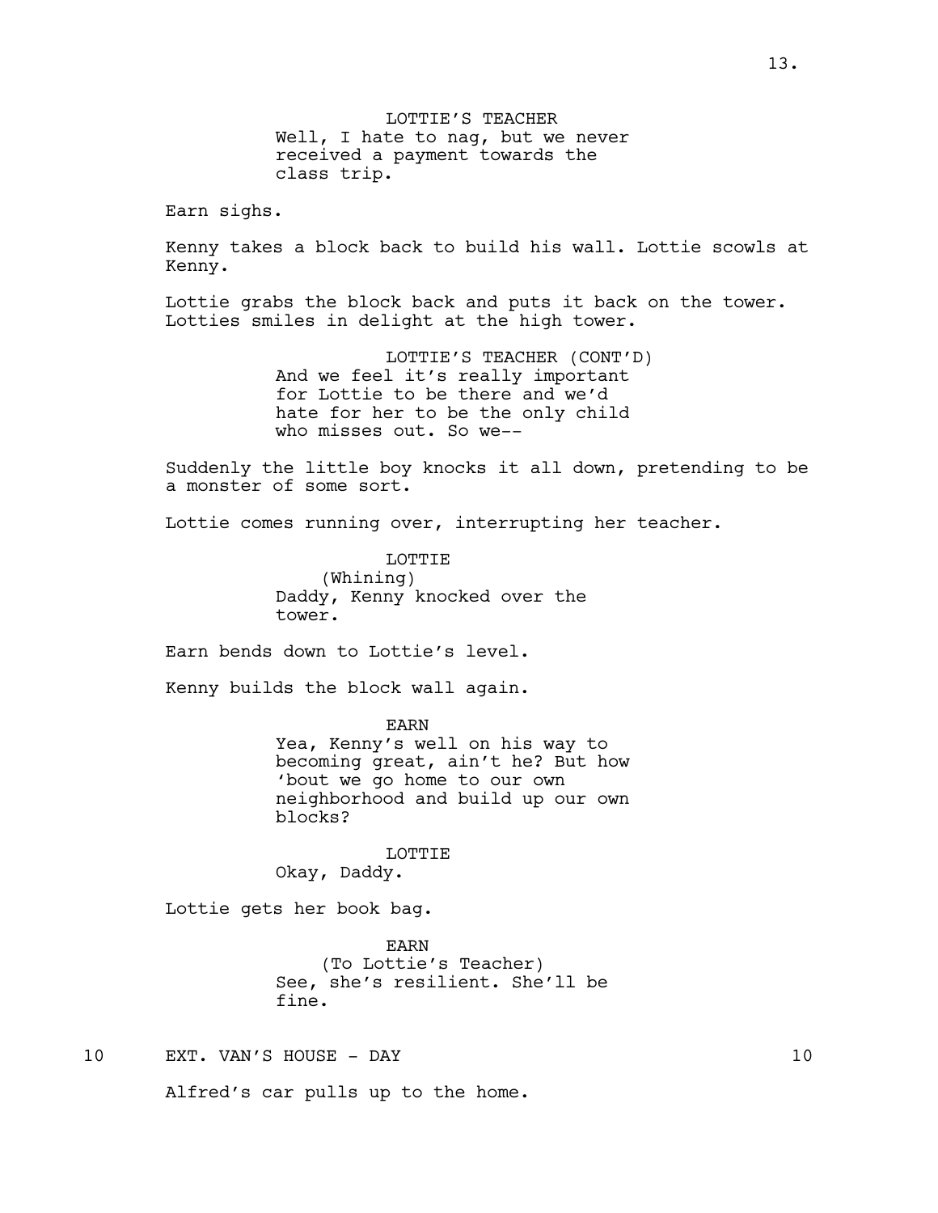LOTTIE'S TEACHER
Well, I hate to nag, but we never received a payment towards the class trip.

Earn sighs.

Kenny takes a block back to build his wall. Lottie scowls at Kenny.

Lottie grabs the block back and puts it back on the tower. Lotties smiles in delight at the high tower.

LOTTIE'S TEACHER (CONT'D)
And we feel it's really important for Lottie to be there and we'd hate for her to be the only child who misses out. So we--

Suddenly the little boy knocks it all down, pretending to be a monster of some sort.

Lottie comes running over, interrupting her teacher.

LOTTIE
(Whining)
Daddy, Kenny knocked over the tower.

Earn bends down to Lottie's level.

Kenny builds the block wall again.

EARN
Yea, Kenny's well on his way to becoming great, ain't he? But how 'bout we go home to our own neighborhood and build up our own blocks?

LOTTIE
Okay, Daddy.

Lottie gets her book bag.

EARN
(To Lottie's Teacher)
See, she's resilient. She'll be fine.

10 EXT. VAN'S HOUSE - DAY 10

Alfred's car pulls up to the home.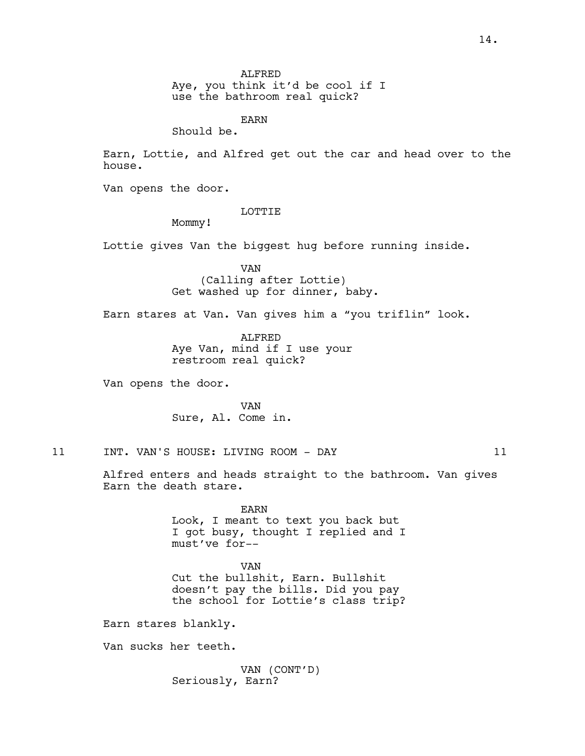ALFRED
Aye, you think it'd be cool if I use the bathroom real quick?

EARN
Should be.

Earn, Lottie, and Alfred get out the car and head over to the house.

Van opens the door.

LOTTIE
Mommy!

Lottie gives Van the biggest hug before running inside.

VAN
(Calling after Lottie)
Get washed up for dinner, baby.

Earn stares at Van. Van gives him a "you triflin" look.

ALFRED
Aye Van, mind if I use your restroom real quick?

Van opens the door.

VAN
Sure, Al. Come in.

11 INT. VAN'S HOUSE: LIVING ROOM - DAY 11

Alfred enters and heads straight to the bathroom. Van gives Earn the death stare.

EARN
Look, I meant to text you back but I got busy, thought I replied and I must've for--

VAN
Cut the bullshit, Earn. Bullshit doesn't pay the bills. Did you pay the school for Lottie's class trip?

Earn stares blankly.

Van sucks her teeth.

VAN (CONT'D)
Seriously, Earn?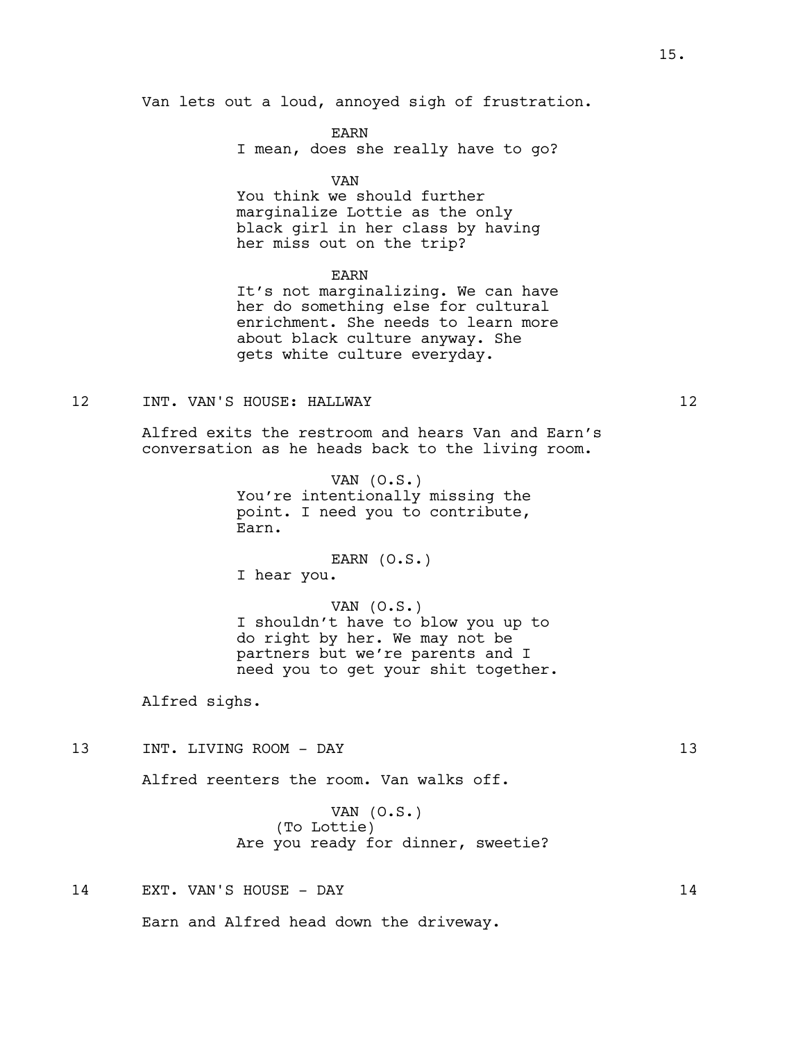Van lets out a loud, annoyed sigh of frustration.

EARN
I mean, does she really have to go?

VAN
You think we should further marginalize Lottie as the only black girl in her class by having her miss out on the trip?

EARN
It's not marginalizing. We can have her do something else for cultural enrichment. She needs to learn more about black culture anyway. She gets white culture everyday.

12 INT. VAN'S HOUSE: HALLWAY 12

Alfred exits the restroom and hears Van and Earn's conversation as he heads back to the living room.

VAN (O.S.)
You're intentionally missing the point. I need you to contribute, Earn.

EARN (O.S.)
I hear you.

VAN (O.S.)
I shouldn't have to blow you up to do right by her. We may not be partners but we're parents and I need you to get your shit together.

Alfred sighs.

13 INT. LIVING ROOM - DAY 13

Alfred reenters the room. Van walks off.

VAN (O.S.)
(To Lottie)
Are you ready for dinner, sweetie?

14 EXT. VAN'S HOUSE - DAY 14

Earn and Alfred head down the driveway.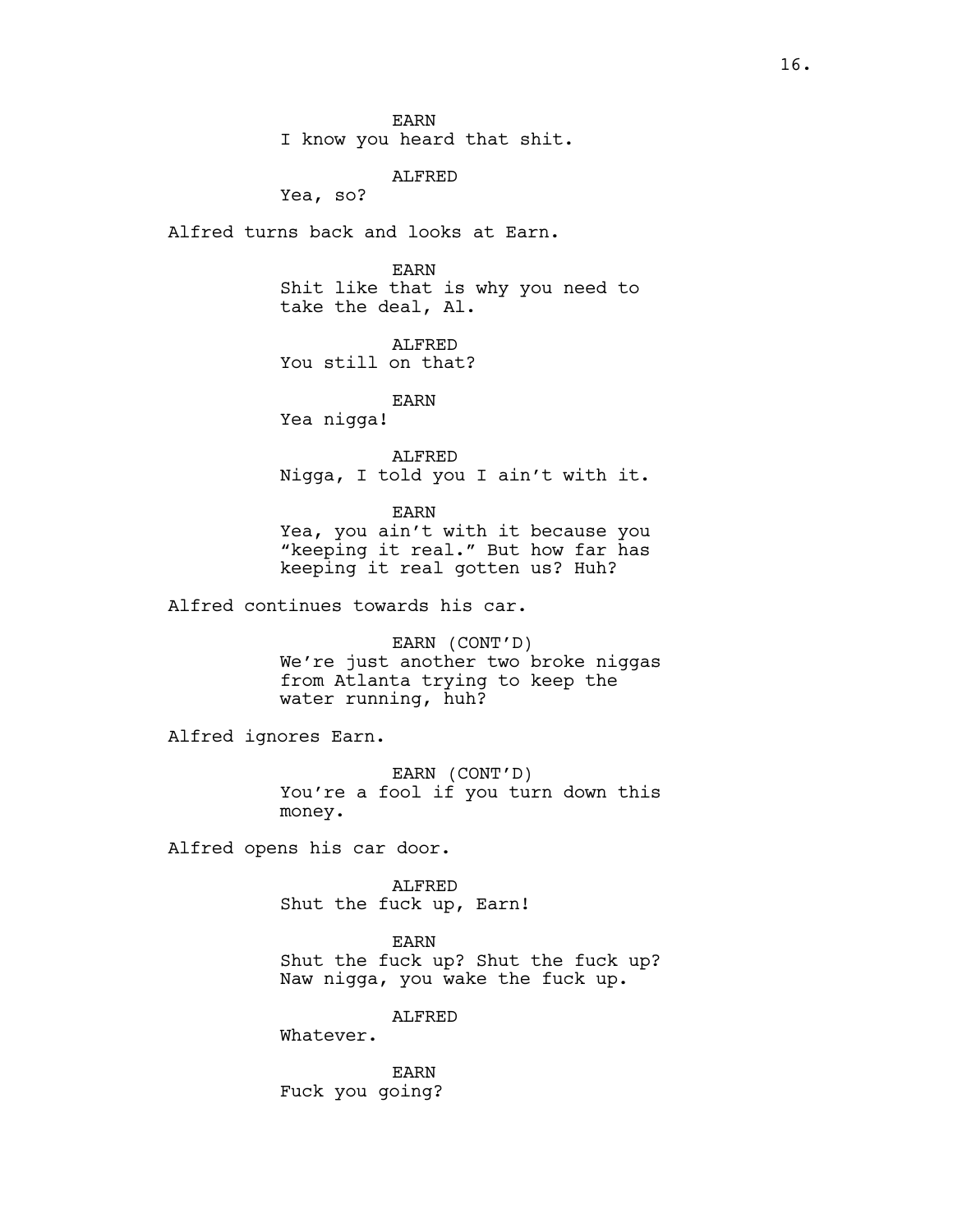EARN
I know you heard that shit.

ALFRED
Yea, so?

Alfred turns back and looks at Earn.

EARN
Shit like that is why you need to take the deal, Al.

ALFRED
You still on that?

EARN
Yea nigga!

ALFRED
Nigga, I told you I ain't with it.

EARN
Yea, you ain't with it because you "keeping it real." But how far has keeping it real gotten us? Huh?

Alfred continues towards his car.

EARN (CONT'D)
We're just another two broke niggas from Atlanta trying to keep the water running, huh?

Alfred ignores Earn.

EARN (CONT'D)
You're a fool if you turn down this money.

Alfred opens his car door.

ALFRED
Shut the fuck up, Earn!

EARN
Shut the fuck up? Shut the fuck up? Naw nigga, you wake the fuck up.

ALFRED
Whatever.

EARN
Fuck you going?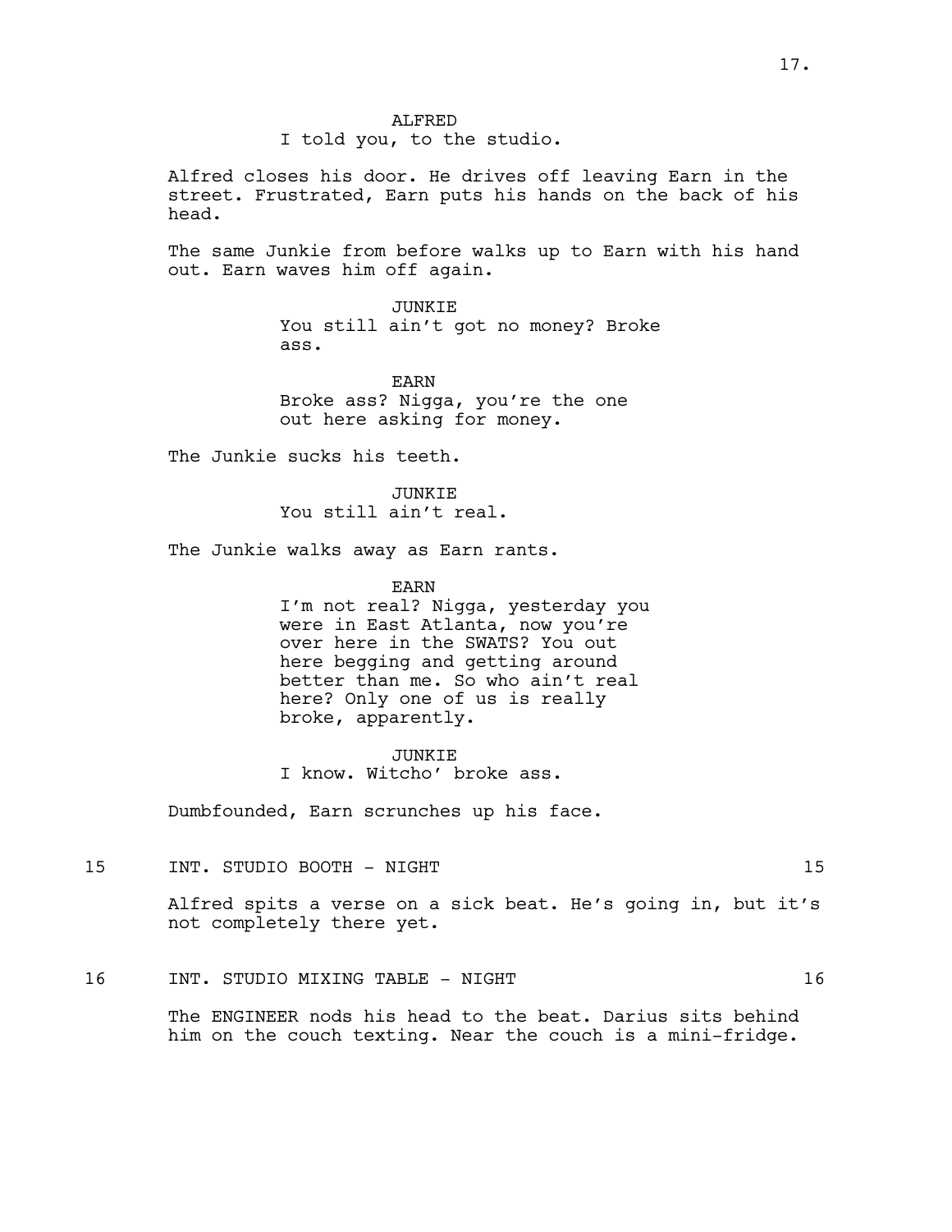ALFRED
I told you, to the studio.

Alfred closes his door. He drives off leaving Earn in the street. Frustrated, Earn puts his hands on the back of his head.

The same Junkie from before walks up to Earn with his hand out. Earn waves him off again.

JUNKIE
You still ain't got no money? Broke ass.

EARN
Broke ass? Nigga, you're the one out here asking for money.

The Junkie sucks his teeth.

JUNKIE
You still ain't real.

The Junkie walks away as Earn rants.

EARN
I'm not real? Nigga, yesterday you were in East Atlanta, now you're over here in the SWATS? You out here begging and getting around better than me. So who ain't real here? Only one of us is really broke, apparently.

JUNKIE
I know. Witcho' broke ass.

Dumbfounded, Earn scrunches up his face.

15 INT. STUDIO BOOTH - NIGHT 15

Alfred spits a verse on a sick beat. He's going in, but it's not completely there yet.

16 INT. STUDIO MIXING TABLE - NIGHT 16

The ENGINEER nods his head to the beat. Darius sits behind him on the couch texting. Near the couch is a mini-fridge.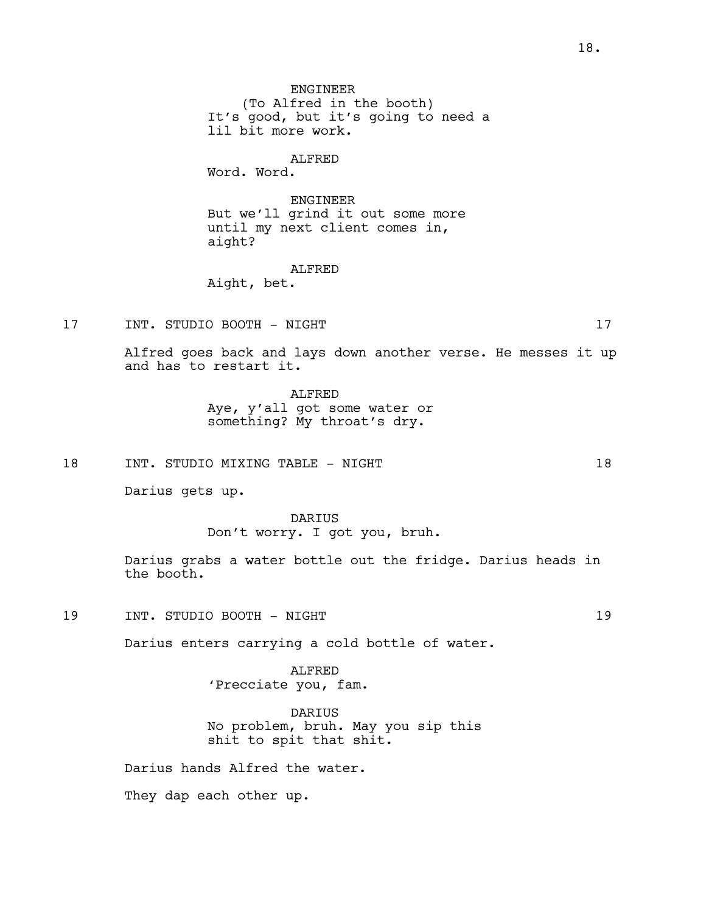ENGINEER
(To Alfred in the booth)
It's good, but it's going to need a lil bit more work.

ALFRED
Word. Word.

ENGINEER
But we'll grind it out some more until my next client comes in, aight?

ALFRED
Aight, bet.

17 INT. STUDIO BOOTH - NIGHT 17

Alfred goes back and lays down another verse. He messes it up and has to restart it.

ALFRED
Aye, y'all got some water or something? My throat's dry.

18 INT. STUDIO MIXING TABLE - NIGHT 18

Darius gets up.

DARIUS
Don't worry. I got you, bruh.

Darius grabs a water bottle out the fridge. Darius heads in the booth.

19 INT. STUDIO BOOTH - NIGHT 19

Darius enters carrying a cold bottle of water.

ALFRED
'Precciate you, fam.

DARIUS
No problem, bruh. May you sip this shit to spit that shit.

Darius hands Alfred the water.

They dap each other up.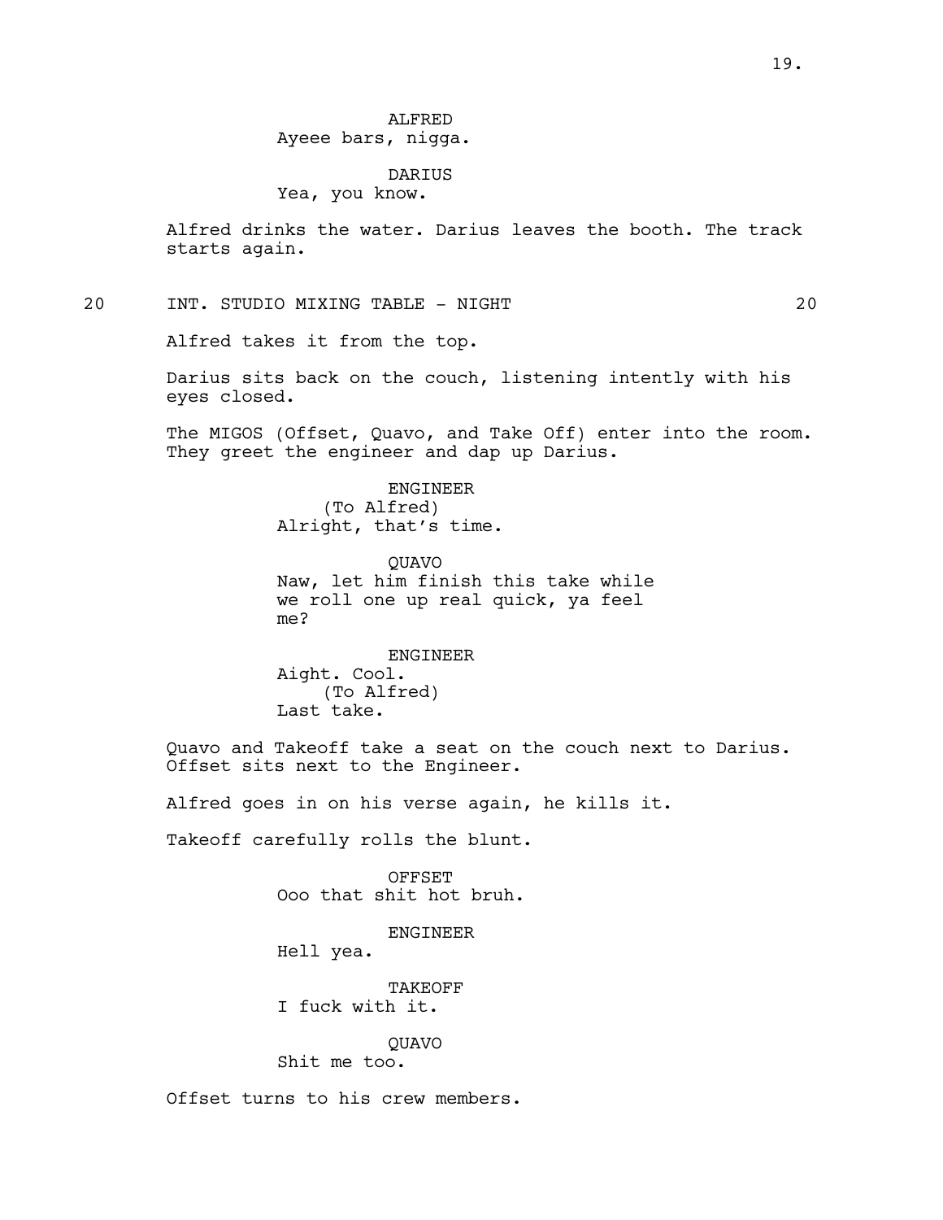ALFRED
Ayeee bars, nigga.

DARIUS
Yea, you know.

Alfred drinks the water. Darius leaves the booth. The track starts again.

20 INT. STUDIO MIXING TABLE - NIGHT 20

Alfred takes it from the top.

Darius sits back on the couch, listening intently with his eyes closed.

The MIGOS (Offset, Quavo, and Take Off) enter into the room. They greet the engineer and dap up Darius.

ENGINEER
(To Alfred)
Alright, that's time.

QUAVO
Naw, let him finish this take while we roll one up real quick, ya feel me?

ENGINEER
Aight. Cool.
(To Alfred)
Last take.

Quavo and Takeoff take a seat on the couch next to Darius. Offset sits next to the Engineer.

Alfred goes in on his verse again, he kills it.

Takeoff carefully rolls the blunt.

OFFSET
Ooo that shit hot bruh.

ENGINEER
Hell yea.

TAKEOFF
I fuck with it.

QUAVO
Shit me too.

Offset turns to his crew members.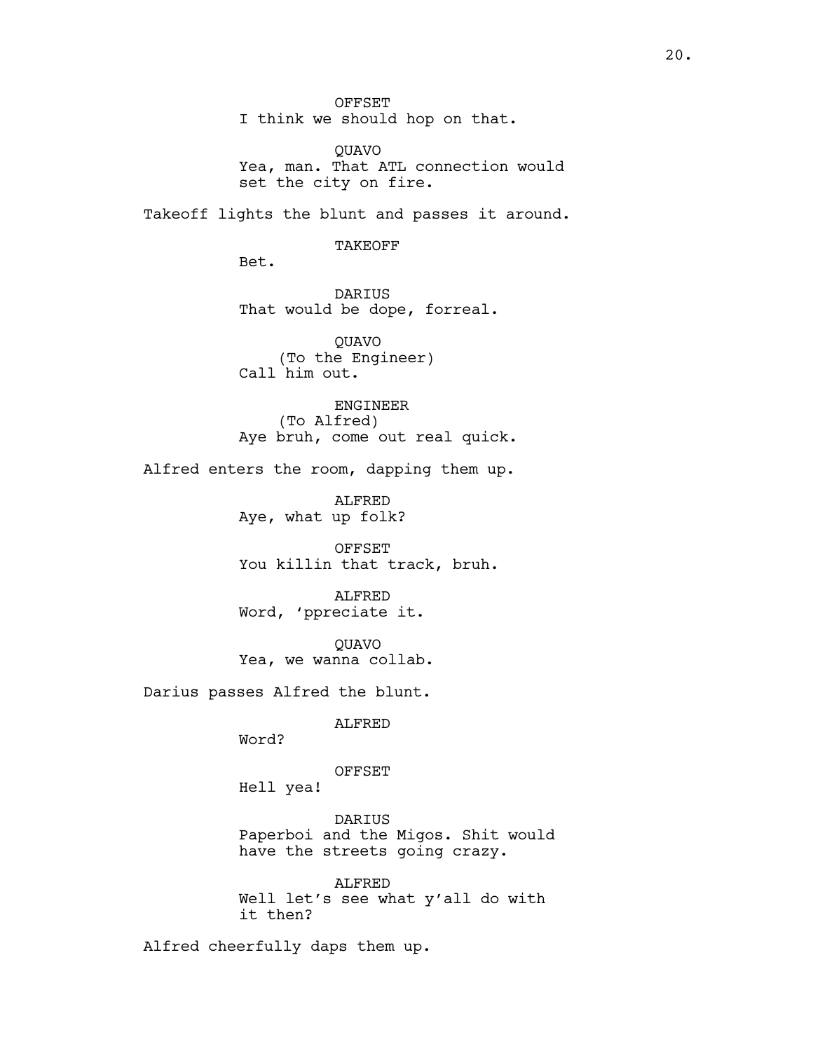OFFSET
I think we should hop on that.

QUAVO
Yea, man. That ATL connection would set the city on fire.

Takeoff lights the blunt and passes it around.

TAKEOFF
Bet.

DARIUS
That would be dope, forreal.

QUAVO
(To the Engineer)
Call him out.

ENGINEER
(To Alfred)
Aye bruh, come out real quick.

Alfred enters the room, dapping them up.

ALFRED
Aye, what up folk?

OFFSET
You killin that track, bruh.

ALFRED
Word, 'ppreciate it.

QUAVO
Yea, we wanna collab.

Darius passes Alfred the blunt.

ALFRED
Word?

OFFSET
Hell yea!

DARIUS
Paperboi and the Migos. Shit would have the streets going crazy.

ALFRED
Well let's see what y'all do with it then?

Alfred cheerfully daps them up.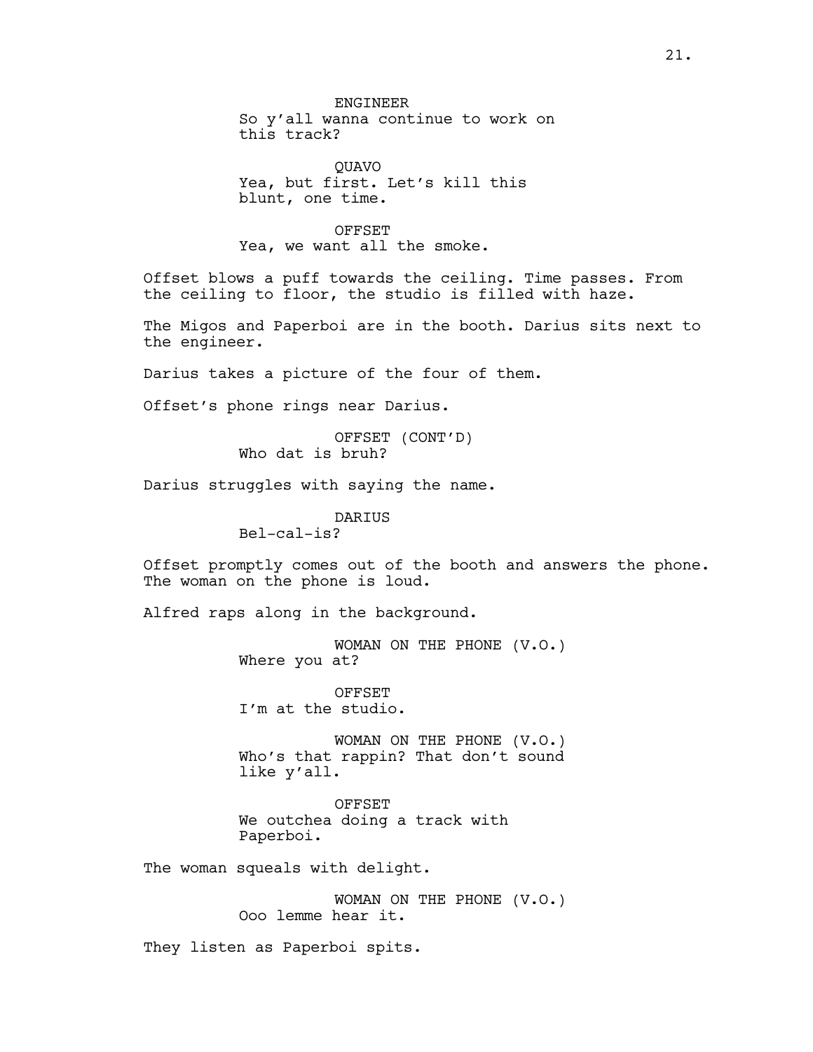ENGINEER
So y'all wanna continue to work on this track?

QUAVO
Yea, but first. Let's kill this blunt, one time.

OFFSET
Yea, we want all the smoke.

Offset blows a puff towards the ceiling. Time passes. From the ceiling to floor, the studio is filled with haze.

The Migos and Paperboi are in the booth. Darius sits next to the engineer.

Darius takes a picture of the four of them.

Offset's phone rings near Darius.

OFFSET (CONT'D)
Who dat is bruh?

Darius struggles with saying the name.

DARIUS
Bel-cal-is?

Offset promptly comes out of the booth and answers the phone. The woman on the phone is loud.

Alfred raps along in the background.

WOMAN ON THE PHONE (V.O.)
Where you at?

OFFSET
I'm at the studio.

WOMAN ON THE PHONE (V.O.)
Who's that rappin? That don't sound like y'all.

OFFSET
We outchea doing a track with Paperboi.

The woman squeals with delight.

WOMAN ON THE PHONE (V.O.)
Ooo lemme hear it.

They listen as Paperboi spits.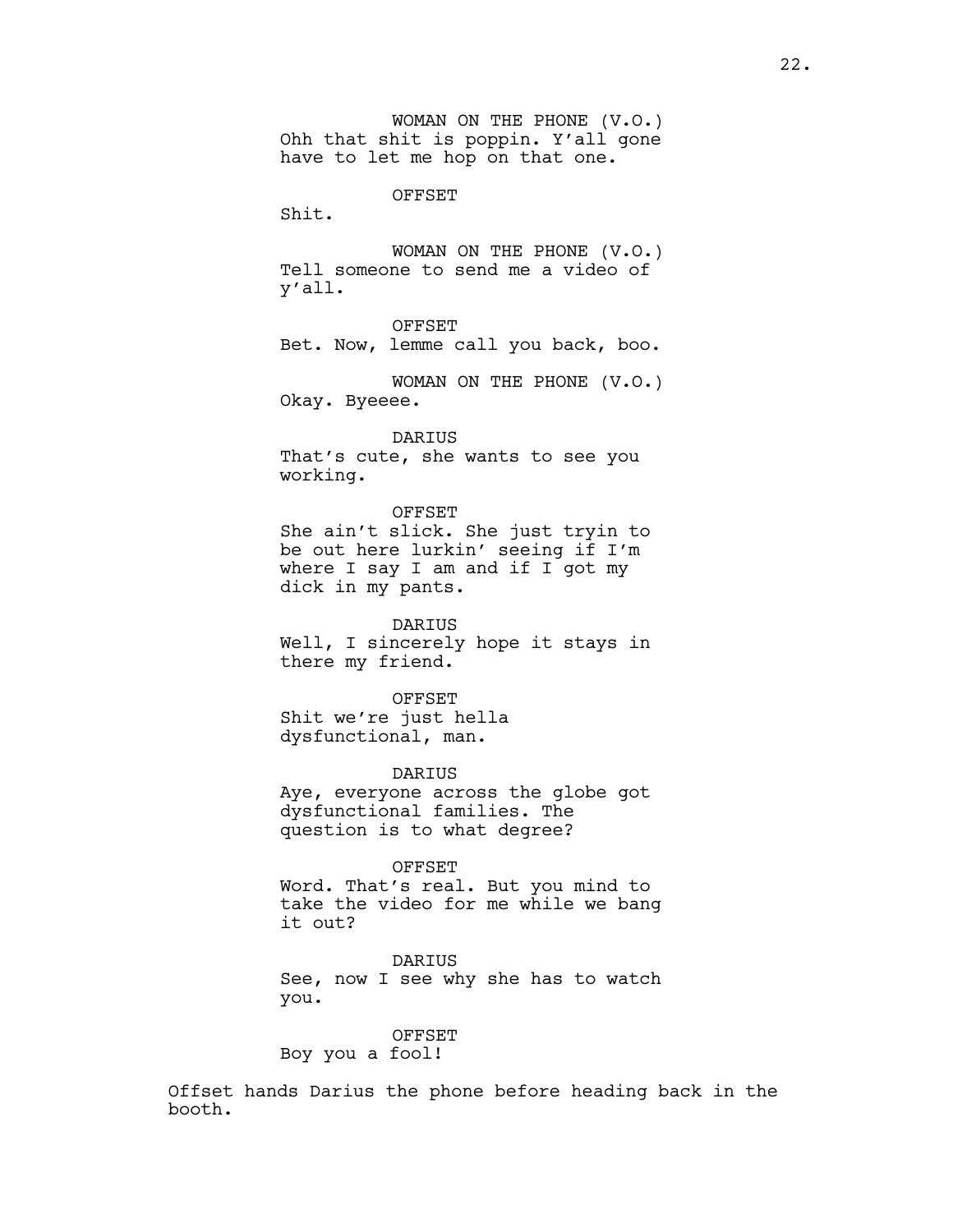WOMAN ON THE PHONE (V.O.)
Ohh that shit is poppin. Y'all gone have to let me hop on that one.

OFFSET
Shit.

WOMAN ON THE PHONE (V.O.)
Tell someone to send me a video of y'all.

OFFSET
Bet. Now, lemme call you back, boo.

WOMAN ON THE PHONE (V.O.)
Okay. Byeeee.

DARIUS
That's cute, she wants to see you working.

OFFSET
She ain't slick. She just tryin to be out here lurkin' seeing if I'm where I say I am and if I got my dick in my pants.

DARIUS
Well, I sincerely hope it stays in there my friend.

OFFSET
Shit we're just hella dysfunctional, man.

DARIUS
Aye, everyone across the globe got dysfunctional families. The question is to what degree?

OFFSET
Word. That's real. But you mind to take the video for me while we bang it out?

DARIUS
See, now I see why she has to watch you.

OFFSET
Boy you a fool!

Offset hands Darius the phone before heading back in the booth.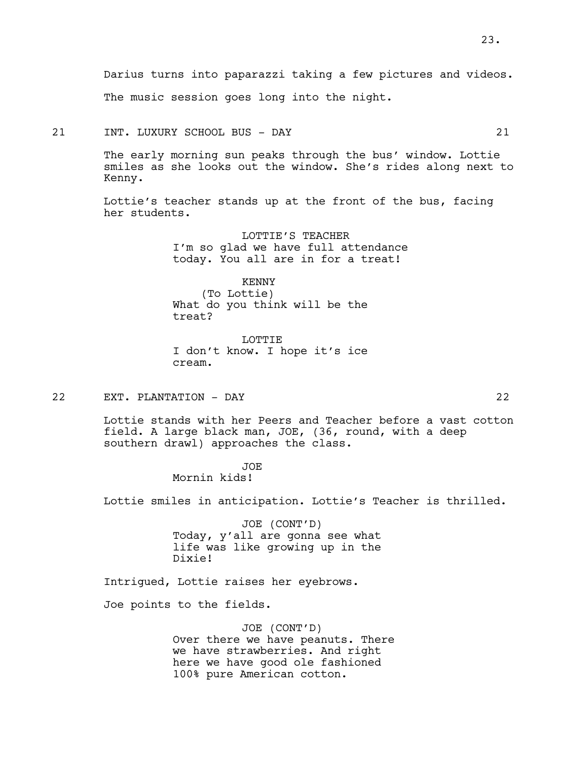Darius turns into paparazzi taking a few pictures and videos.

The music session goes long into the night.

21 INT. LUXURY SCHOOL BUS - DAY 21

The early morning sun peaks through the bus' window. Lottie smiles as she looks out the window. She's rides along next to Kenny.

Lottie's teacher stands up at the front of the bus, facing her students.

LOTTIE'S TEACHER
I'm so glad we have full attendance today. You all are in for a treat!

KENNY
(To Lottie)
What do you think will be the treat?

LOTTIE
I don't know. I hope it's ice cream.

22 EXT. PLANTATION - DAY 22

Lottie stands with her Peers and Teacher before a vast cotton field. A large black man, JOE, (36, round, with a deep southern drawl) approaches the class.

JOE
Mornin kids!

Lottie smiles in anticipation. Lottie's Teacher is thrilled.

JOE (CONT'D)
Today, y'all are gonna see what life was like growing up in the Dixie!

Intrigued, Lottie raises her eyebrows.

Joe points to the fields.

JOE (CONT'D)
Over there we have peanuts. There we have strawberries. And right here we have good ole fashioned 100% pure American cotton.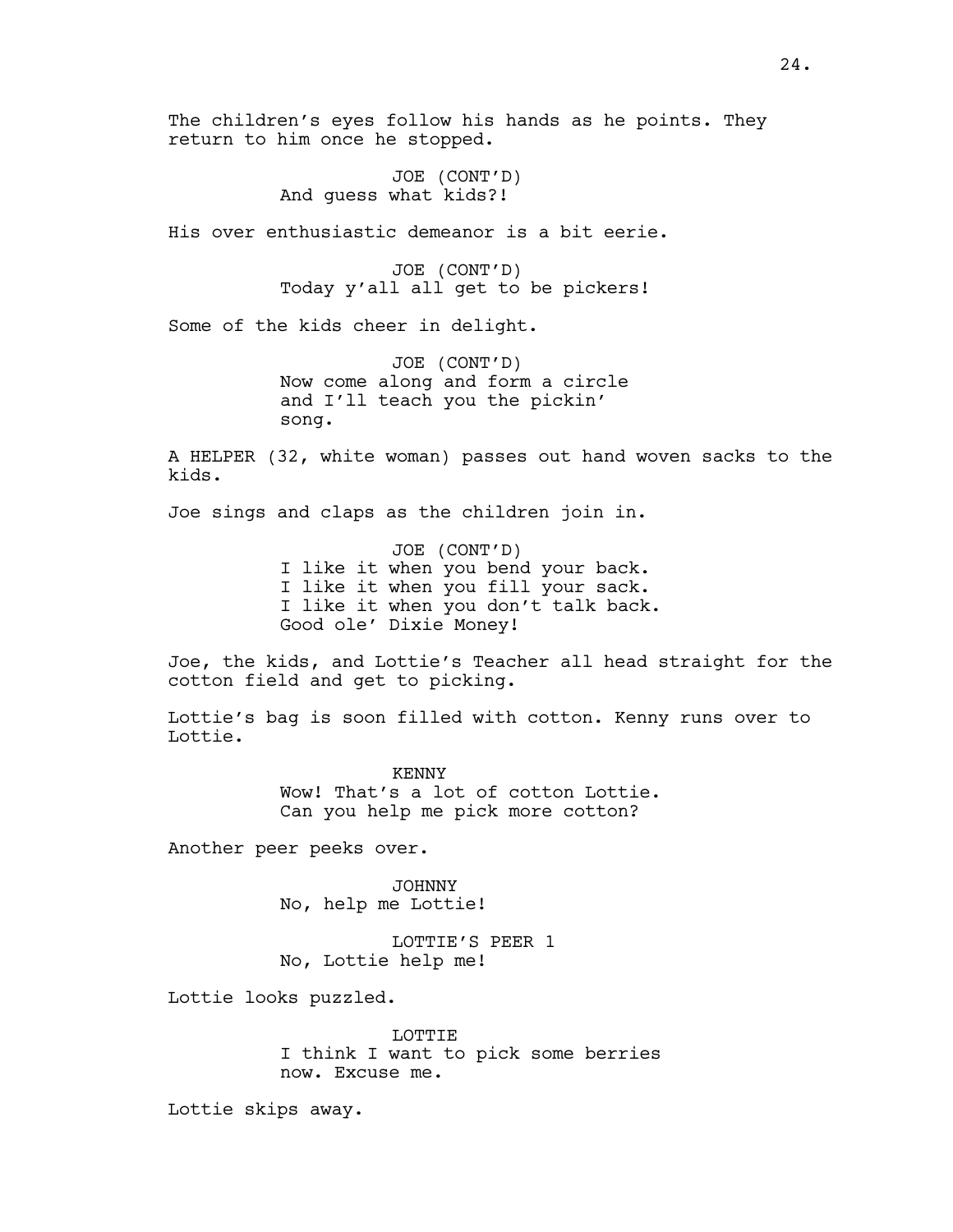The children's eyes follow his hands as he points. They return to him once he stopped.

JOE (CONT'D)
And guess what kids?!

His over enthusiastic demeanor is a bit eerie.

JOE (CONT'D)
Today y'all all get to be pickers!

Some of the kids cheer in delight.

JOE (CONT'D)
Now come along and form a circle and I'll teach you the pickin' song.

A HELPER (32, white woman) passes out hand woven sacks to the kids.

Joe sings and claps as the children join in.

JOE (CONT'D)
I like it when you bend your back.
I like it when you fill your sack.
I like it when you don't talk back.
Good ole' Dixie Money!

Joe, the kids, and Lottie's Teacher all head straight for the cotton field and get to picking.

Lottie's bag is soon filled with cotton. Kenny runs over to Lottie.

KENNY
Wow! That's a lot of cotton Lottie. Can you help me pick more cotton?

Another peer peeks over.

JOHNNY
No, help me Lottie!

LOTTIE'S PEER 1
No, Lottie help me!

Lottie looks puzzled.

LOTTIE
I think I want to pick some berries now. Excuse me.

Lottie skips away.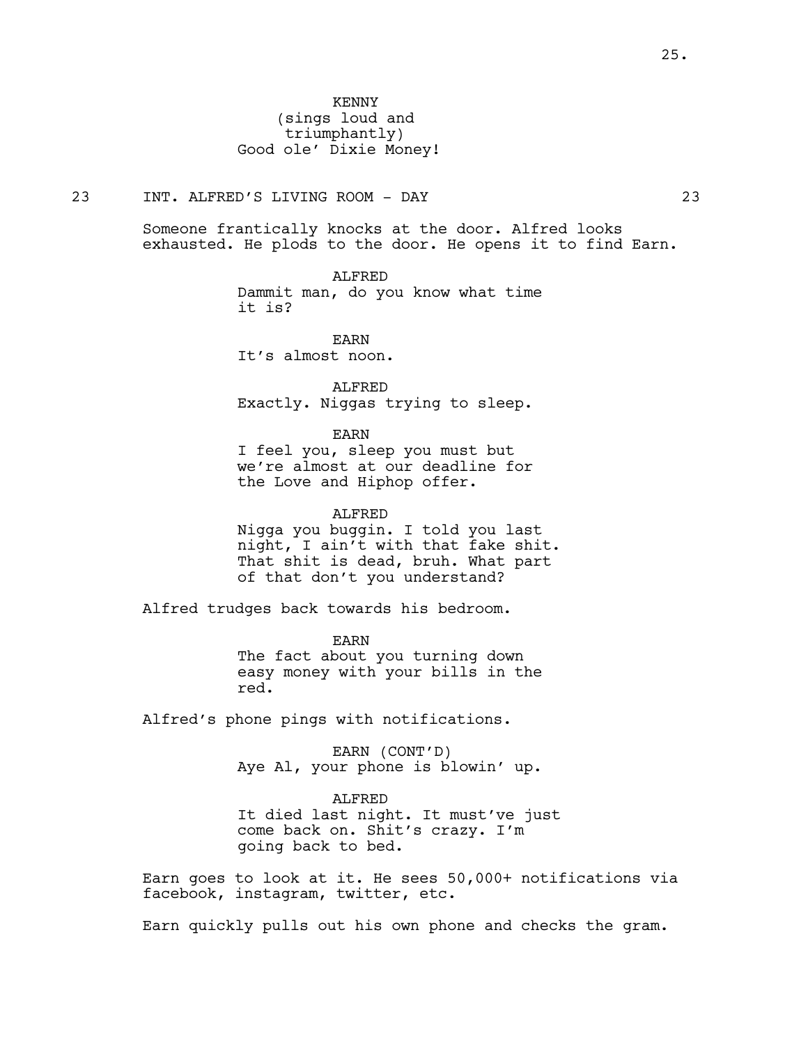KENNY
(sings loud and triumphantly)
Good ole' Dixie Money!

23 INT. ALFRED'S LIVING ROOM - DAY 23

Someone frantically knocks at the door. Alfred looks exhausted. He plods to the door. He opens it to find Earn.

ALFRED
Dammit man, do you know what time it is?

EARN
It's almost noon.

ALFRED
Exactly. Niggas trying to sleep.

EARN
I feel you, sleep you must but we're almost at our deadline for the Love and Hiphop offer.

ALFRED
Nigga you buggin. I told you last night, I ain't with that fake shit. That shit is dead, bruh. What part of that don't you understand?

Alfred trudges back towards his bedroom.

EARN
The fact about you turning down easy money with your bills in the red.

Alfred's phone pings with notifications.

EARN (CONT'D)
Aye Al, your phone is blowin' up.

ALFRED
It died last night. It must've just come back on. Shit's crazy. I'm going back to bed.

Earn goes to look at it. He sees 50,000+ notifications via facebook, instagram, twitter, etc.

Earn quickly pulls out his own phone and checks the gram.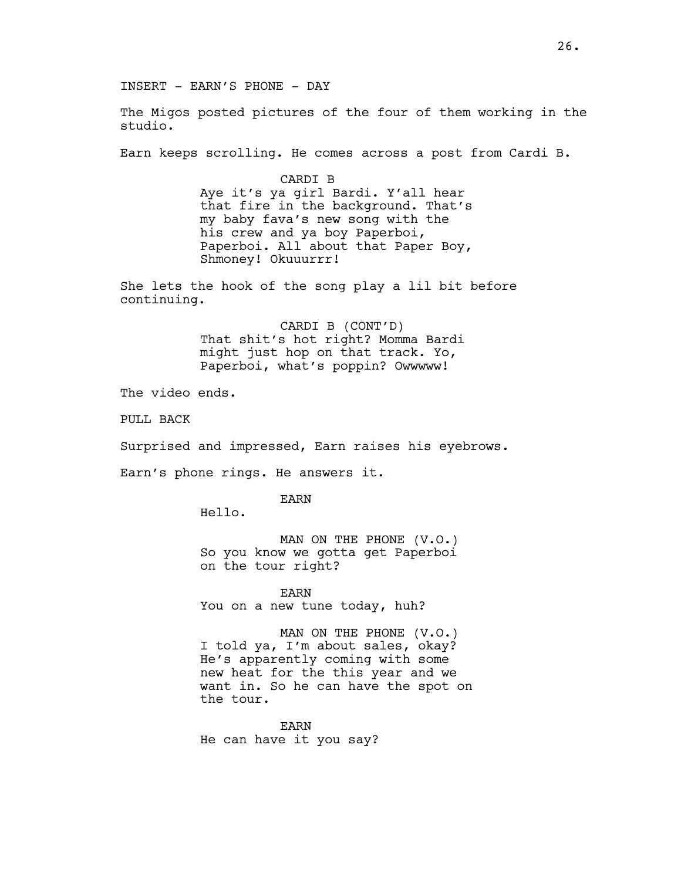INSERT - EARN'S PHONE - DAY

The Migos posted pictures of the four of them working in the studio.

Earn keeps scrolling. He comes across a post from Cardi B.

CARDI B

Aye it's ya girl Bardi. Y'all hear that fire in the background. That's my baby fava's new song with the his crew and ya boy Paperboi, Paperboi. All about that Paper Boy, Shmoney! Okuuurrr!

She lets the hook of the song play a lil bit before continuing.

CARDI B (CONT'D)

That shit's hot right? Momma Bardi might just hop on that track. Yo, Paperboi, what's poppin? Owwwww!

The video ends.

PULL BACK

Surprised and impressed, Earn raises his eyebrows.

Earn's phone rings. He answers it.

EARN

Hello.

MAN ON THE PHONE (V.O.)

So you know we gotta get Paperboi on the tour right?

EARN

You on a new tune today, huh?

MAN ON THE PHONE (V.O.)

I told ya, I'm about sales, okay? He's apparently coming with some new heat for the this year and we want in. So he can have the spot on the tour.

EARN

He can have it you say?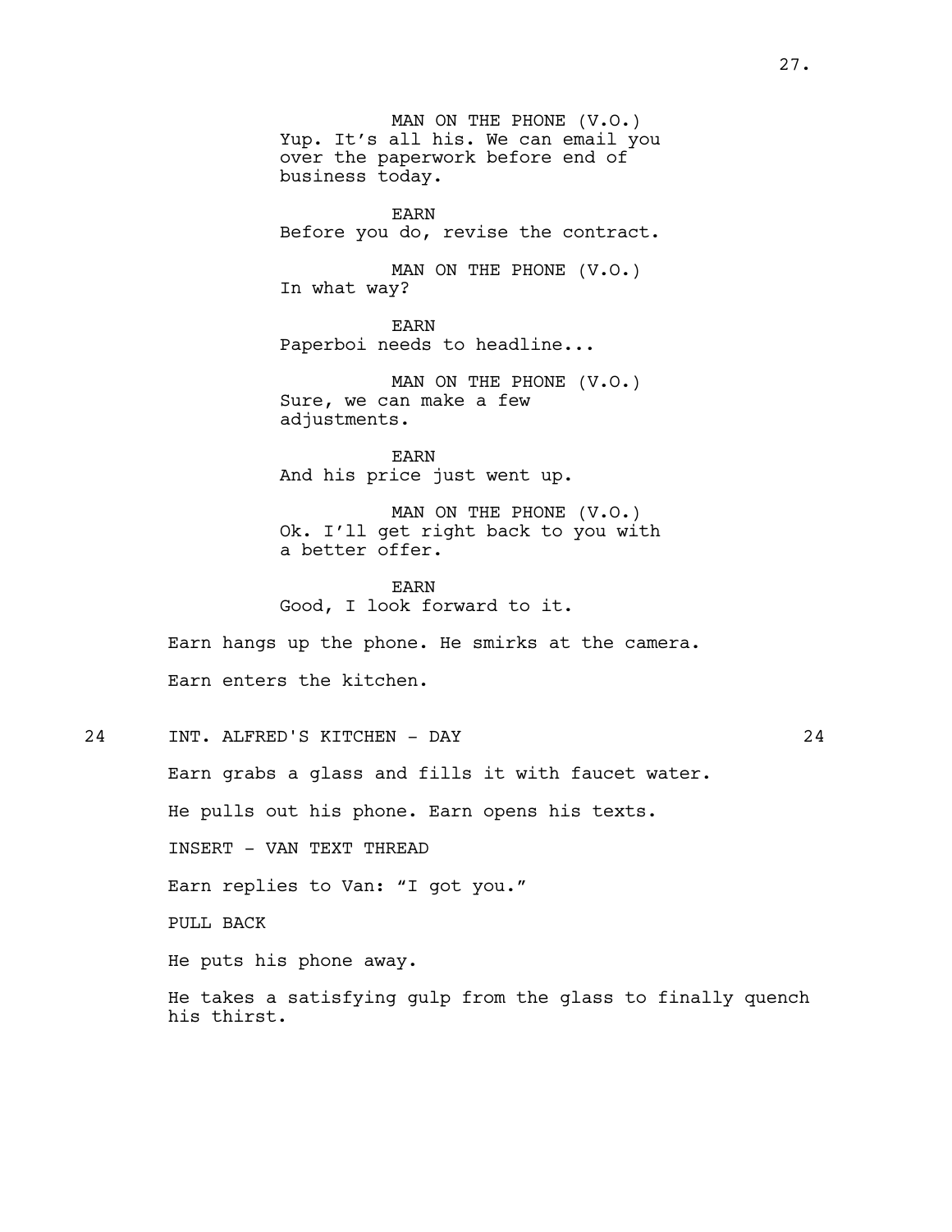MAN ON THE PHONE (V.O.)
Yup. It's all his. We can email you over the paperwork before end of business today.

EARN
Before you do, revise the contract.

MAN ON THE PHONE (V.O.)
In what way?

EARN
Paperboi needs to headline...

MAN ON THE PHONE (V.O.)
Sure, we can make a few adjustments.

EARN
And his price just went up.

MAN ON THE PHONE (V.O.)
Ok. I'll get right back to you with a better offer.

EARN
Good, I look forward to it.

Earn hangs up the phone. He smirks at the camera.

Earn enters the kitchen.

24 INT. ALFRED'S KITCHEN - DAY 24

Earn grabs a glass and fills it with faucet water.

He pulls out his phone. Earn opens his texts.

INSERT - VAN TEXT THREAD

Earn replies to Van: "I got you."

PULL BACK

He puts his phone away.

He takes a satisfying gulp from the glass to finally quench his thirst.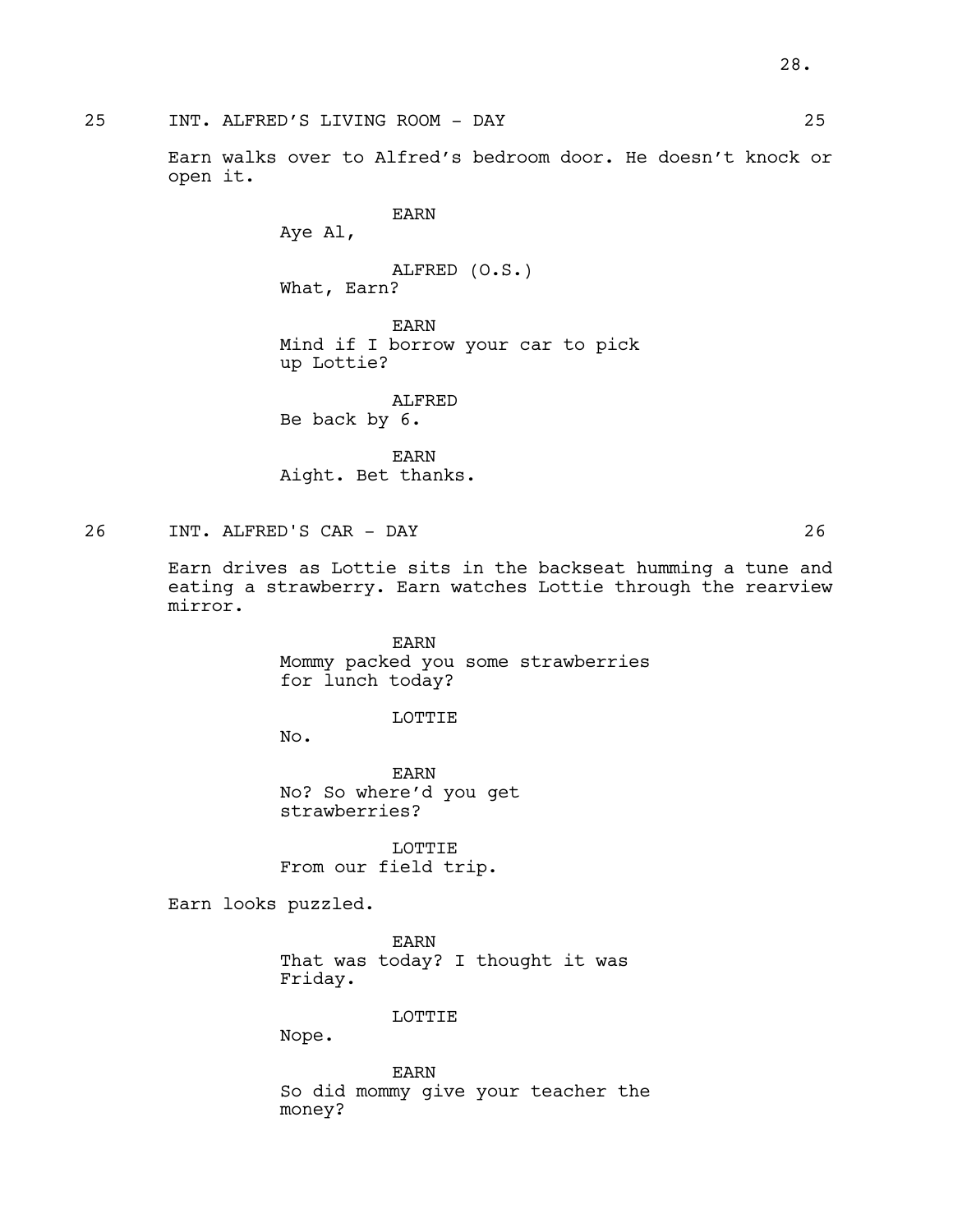25 INT. ALFRED'S LIVING ROOM - DAY 25

Earn walks over to Alfred's bedroom door. He doesn't knock or open it.

EARN
Aye Al,

ALFRED (O.S.)
What, Earn?

EARN
Mind if I borrow your car to pick up Lottie?

ALFRED
Be back by 6.

EARN
Aight. Bet thanks.

26 INT. ALFRED'S CAR - DAY 26

Earn drives as Lottie sits in the backseat humming a tune and eating a strawberry. Earn watches Lottie through the rearview mirror.

EARN
Mommy packed you some strawberries for lunch today?

LOTTIE
No.

EARN
No? So where'd you get strawberries?

LOTTIE
From our field trip.

Earn looks puzzled.

EARN
That was today? I thought it was Friday.

LOTTIE
Nope.

EARN
So did mommy give your teacher the money?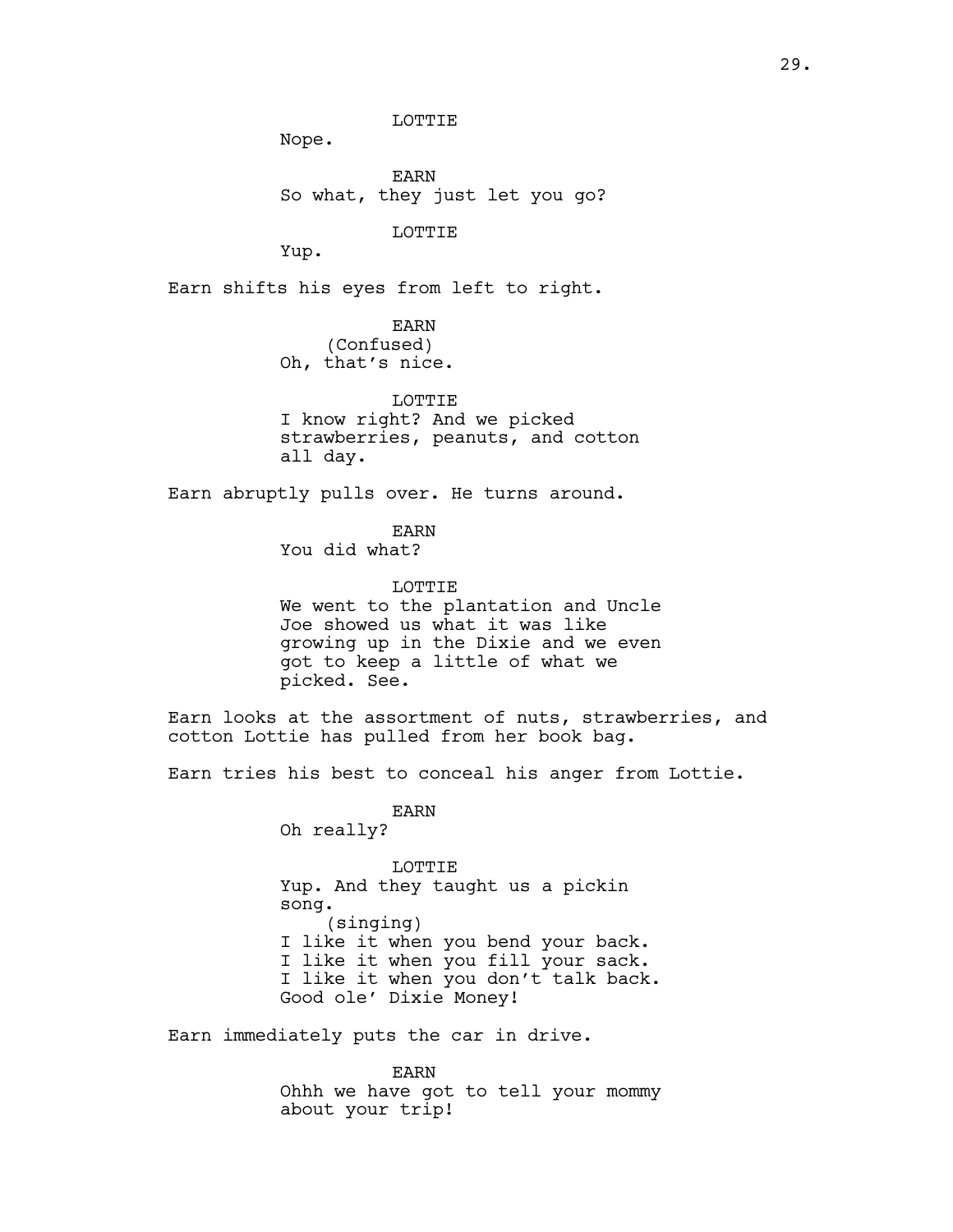LOTTIE

Nope.

EARN

So what, they just let you go?

LOTTIE

Yup.

Earn shifts his eyes from left to right.

EARN

(Confused)

Oh, that's nice.

LOTTIE

I know right? And we picked strawberries, peanuts, and cotton all day.

Earn abruptly pulls over. He turns around.

EARN

You did what?

LOTTIE

We went to the plantation and Uncle Joe showed us what it was like growing up in the Dixie and we even got to keep a little of what we picked. See.

Earn looks at the assortment of nuts, strawberries, and cotton Lottie has pulled from her book bag.

Earn tries his best to conceal his anger from Lottie.

EARN

Oh really?

LOTTIE

Yup. And they taught us a pickin song.

(singing)

I like it when you bend your back.
I like it when you fill your sack.
I like it when you don't talk back.
Good ole' Dixie Money!

Earn immediately puts the car in drive.

EARN

Ohhh we have got to tell your mommy about your trip!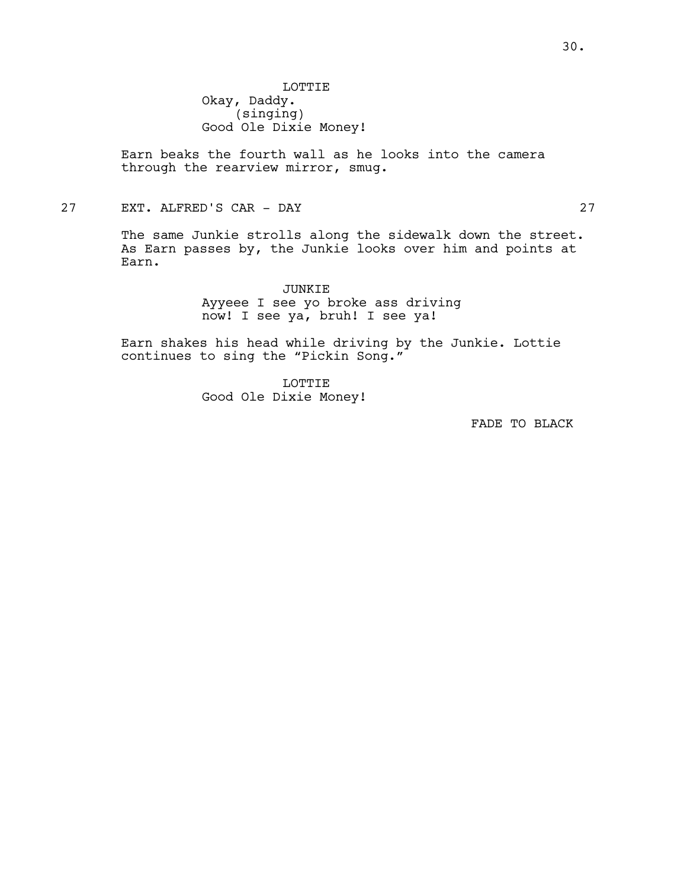LOTTIE
Okay, Daddy.
(singing)
Good Ole Dixie Money!

Earn beaks the fourth wall as he looks into the camera through the rearview mirror, smug.

27 EXT. ALFRED'S CAR - DAY 27

The same Junkie strolls along the sidewalk down the street. As Earn passes by, the Junkie looks over him and points at Earn.

JUNKIE
Ayyeee I see yo broke ass driving now! I see ya, bruh! I see ya!

Earn shakes his head while driving by the Junkie. Lottie continues to sing the "Pickin Song."

LOTTIE
Good Ole Dixie Money!

FADE TO BLACK